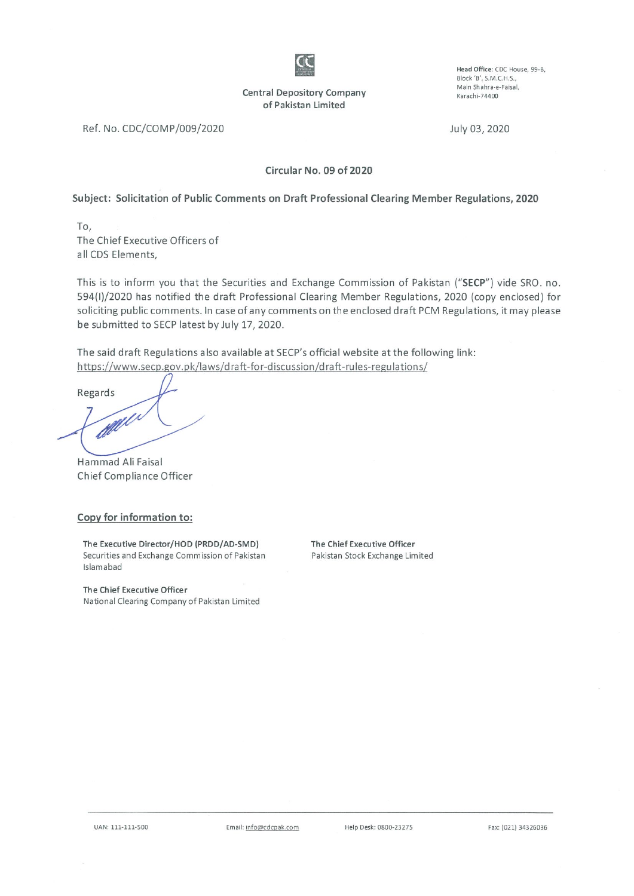Central Depository Company
of Pakistan Limited

**Head Office**: CDC House, 99-B,
Block 'B', S.M.C.H.S.,
Main Shahra-e-Faisal,
Karachi-74400

Ref. No. CDC/COMP/009/2020

July 03, 2020

**Circular No. 09 of 2020**

**Subject: Solicitation of Public Comments on Draft Professional Clearing Member Regulations, 2020**

To,
The Chief Executive Officers of
all CDS Elements,

This is to inform you that the Securities and Exchange Commission of Pakistan ("**SECP**") vide SRO. no. 594(I)/2020 has notified the draft Professional Clearing Member Regulations, 2020 (copy enclosed) for soliciting public comments. In case of any comments on the enclosed draft PCM Regulations, it may please be submitted to SECP latest by July 17, 2020.

The said draft Regulations also available at SECP's official website at the following link:
https://www.secp.gov.pk/laws/draft-for-discussion/draft-rules-regulations/

Regards

Hammad Ali Faisal
Chief Compliance Officer

**Copy for information to:**

**The Executive Director/HOD (PRDD/AD-SMD)**
Securities and Exchange Commission of Pakistan
Islamabad

**The Chief Executive Officer**
Pakistan Stock Exchange Limited

**The Chief Executive Officer**
National Clearing Company of Pakistan Limited

UAN: 111-111-500 | Email: info@cdcpak.com | Help Desk: 0800-23275 | Fax: (021) 34326036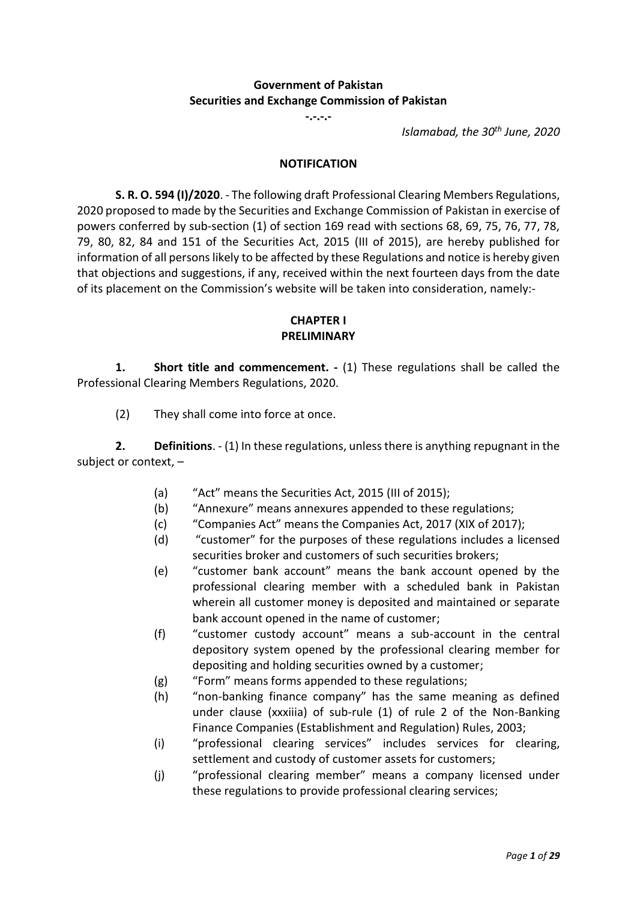**Government of Pakistan**
**Securities and Exchange Commission of Pakistan**

-.-.-.-

*Islamabad, the 30th June, 2020*

**NOTIFICATION**

**S. R. O. 594 (I)/2020**. - The following draft Professional Clearing Members Regulations, 2020 proposed to made by the Securities and Exchange Commission of Pakistan in exercise of powers conferred by sub-section (1) of section 169 read with sections 68, 69, 75, 76, 77, 78, 79, 80, 82, 84 and 151 of the Securities Act, 2015 (III of 2015), are hereby published for information of all persons likely to be affected by these Regulations and notice is hereby given that objections and suggestions, if any, received within the next fourteen days from the date of its placement on the Commission's website will be taken into consideration, namely:-

**CHAPTER I**
**PRELIMINARY**

**1. Short title and commencement. -** (1) These regulations shall be called the Professional Clearing Members Regulations, 2020.

(2) They shall come into force at once.

**2. Definitions**. - (1) In these regulations, unless there is anything repugnant in the subject or context, –

(a) "Act" means the Securities Act, 2015 (III of 2015);

(b) "Annexure" means annexures appended to these regulations;

(c) "Companies Act" means the Companies Act, 2017 (XIX of 2017);

(d) "customer" for the purposes of these regulations includes a licensed securities broker and customers of such securities brokers;

(e) "customer bank account" means the bank account opened by the professional clearing member with a scheduled bank in Pakistan wherein all customer money is deposited and maintained or separate bank account opened in the name of customer;

(f) "customer custody account" means a sub-account in the central depository system opened by the professional clearing member for depositing and holding securities owned by a customer;

(g) "Form" means forms appended to these regulations;

(h) "non-banking finance company" has the same meaning as defined under clause (xxxiiia) of sub-rule (1) of rule 2 of the Non-Banking Finance Companies (Establishment and Regulation) Rules, 2003;

(i) "professional clearing services" includes services for clearing, settlement and custody of customer assets for customers;

(j) "professional clearing member" means a company licensed under these regulations to provide professional clearing services;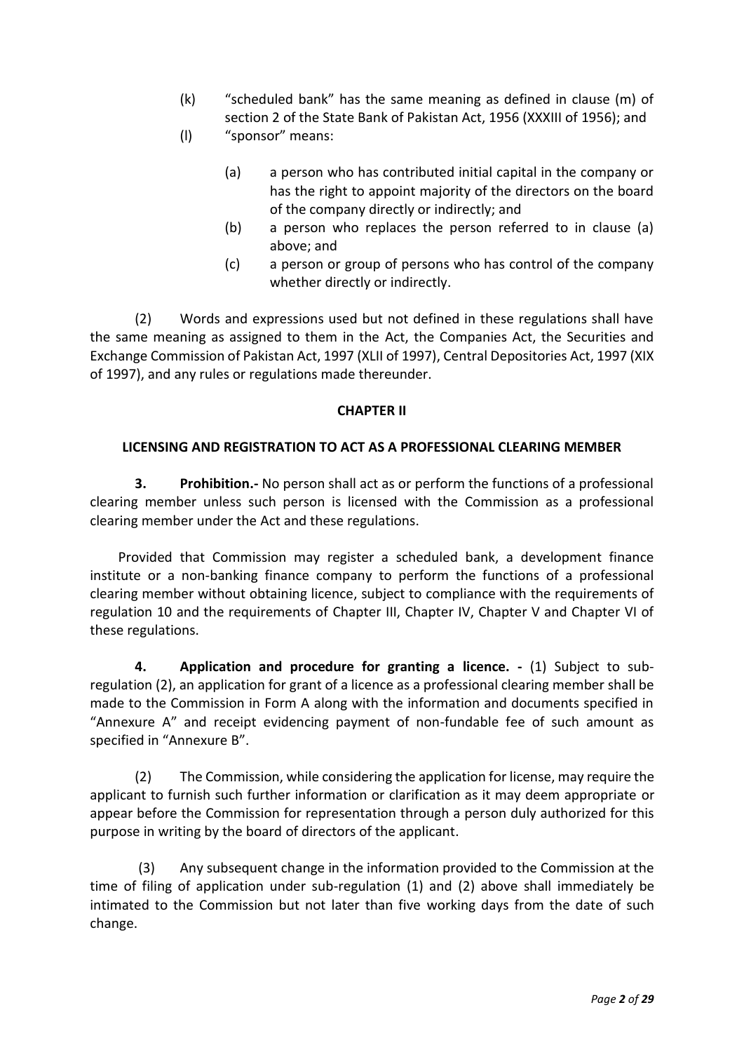(k) "scheduled bank" has the same meaning as defined in clause (m) of section 2 of the State Bank of Pakistan Act, 1956 (XXXIII of 1956); and

(l) "sponsor" means:

(a) a person who has contributed initial capital in the company or has the right to appoint majority of the directors on the board of the company directly or indirectly; and

(b) a person who replaces the person referred to in clause (a) above; and

(c) a person or group of persons who has control of the company whether directly or indirectly.

(2) Words and expressions used but not defined in these regulations shall have the same meaning as assigned to them in the Act, the Companies Act, the Securities and Exchange Commission of Pakistan Act, 1997 (XLII of 1997), Central Depositories Act, 1997 (XIX of 1997), and any rules or regulations made thereunder.

## CHAPTER II

### LICENSING AND REGISTRATION TO ACT AS A PROFESSIONAL CLEARING MEMBER

**3. Prohibition.-** No person shall act as or perform the functions of a professional clearing member unless such person is licensed with the Commission as a professional clearing member under the Act and these regulations.

Provided that Commission may register a scheduled bank, a development finance institute or a non-banking finance company to perform the functions of a professional clearing member without obtaining licence, subject to compliance with the requirements of regulation 10 and the requirements of Chapter III, Chapter IV, Chapter V and Chapter VI of these regulations.

**4. Application and procedure for granting a licence. -** (1) Subject to sub-regulation (2), an application for grant of a licence as a professional clearing member shall be made to the Commission in Form A along with the information and documents specified in "Annexure A" and receipt evidencing payment of non-fundable fee of such amount as specified in "Annexure B".

(2) The Commission, while considering the application for license, may require the applicant to furnish such further information or clarification as it may deem appropriate or appear before the Commission for representation through a person duly authorized for this purpose in writing by the board of directors of the applicant.

(3) Any subsequent change in the information provided to the Commission at the time of filing of application under sub-regulation (1) and (2) above shall immediately be intimated to the Commission but not later than five working days from the date of such change.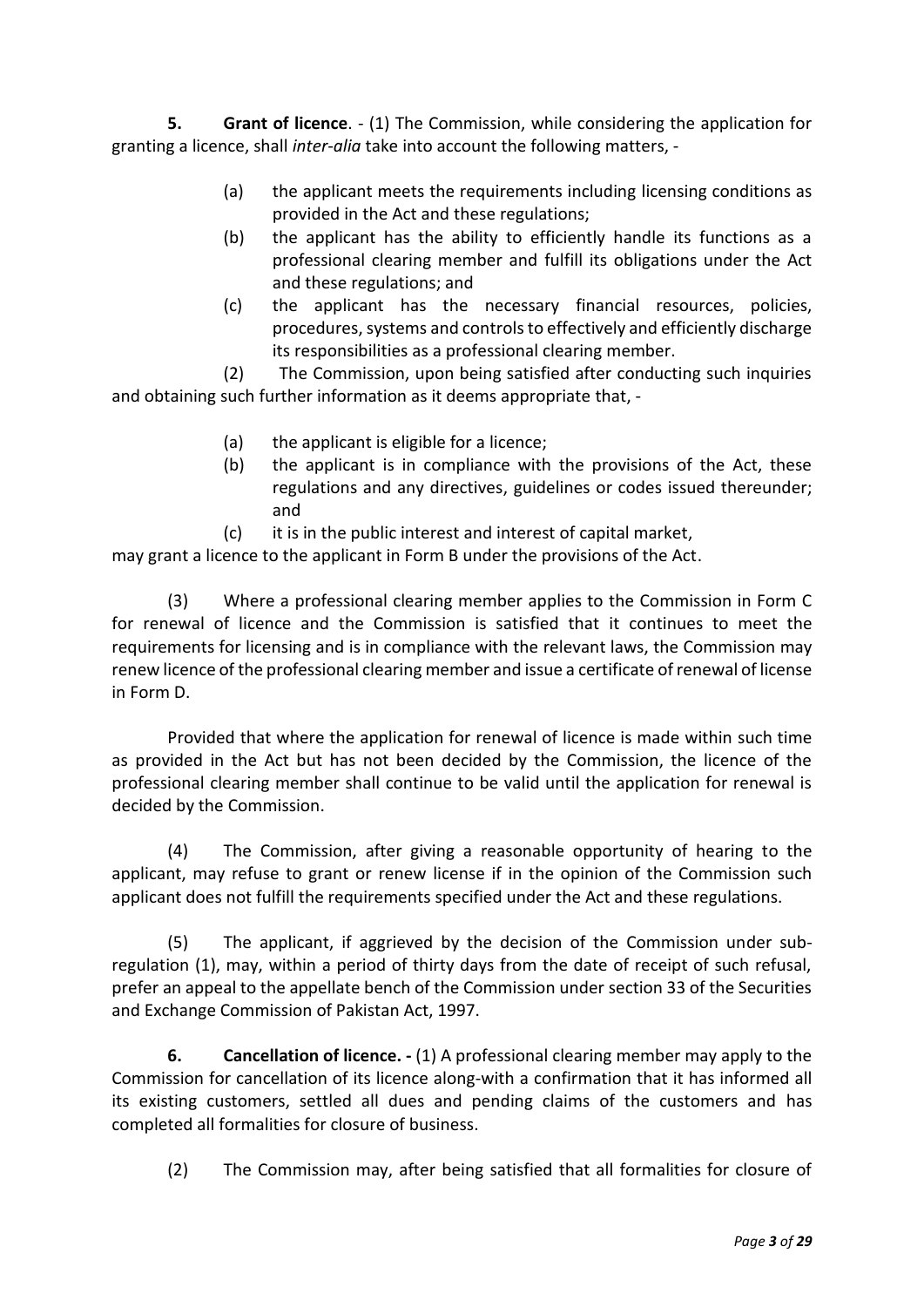**5. Grant of licence**. - (1) The Commission, while considering the application for granting a licence, shall *inter-alia* take into account the following matters, -

(a) the applicant meets the requirements including licensing conditions as provided in the Act and these regulations;

(b) the applicant has the ability to efficiently handle its functions as a professional clearing member and fulfill its obligations under the Act and these regulations; and

(c) the applicant has the necessary financial resources, policies, procedures, systems and controls to effectively and efficiently discharge its responsibilities as a professional clearing member.

(2) The Commission, upon being satisfied after conducting such inquiries and obtaining such further information as it deems appropriate that, -

(a) the applicant is eligible for a licence;

(b) the applicant is in compliance with the provisions of the Act, these regulations and any directives, guidelines or codes issued thereunder; and

(c) it is in the public interest and interest of capital market,

may grant a licence to the applicant in Form B under the provisions of the Act.

(3) Where a professional clearing member applies to the Commission in Form C for renewal of licence and the Commission is satisfied that it continues to meet the requirements for licensing and is in compliance with the relevant laws, the Commission may renew licence of the professional clearing member and issue a certificate of renewal of license in Form D.

Provided that where the application for renewal of licence is made within such time as provided in the Act but has not been decided by the Commission, the licence of the professional clearing member shall continue to be valid until the application for renewal is decided by the Commission.

(4) The Commission, after giving a reasonable opportunity of hearing to the applicant, may refuse to grant or renew license if in the opinion of the Commission such applicant does not fulfill the requirements specified under the Act and these regulations.

(5) The applicant, if aggrieved by the decision of the Commission under sub-regulation (1), may, within a period of thirty days from the date of receipt of such refusal, prefer an appeal to the appellate bench of the Commission under section 33 of the Securities and Exchange Commission of Pakistan Act, 1997.

**6. Cancellation of licence. -** (1) A professional clearing member may apply to the Commission for cancellation of its licence along-with a confirmation that it has informed all its existing customers, settled all dues and pending claims of the customers and has completed all formalities for closure of business.

(2) The Commission may, after being satisfied that all formalities for closure of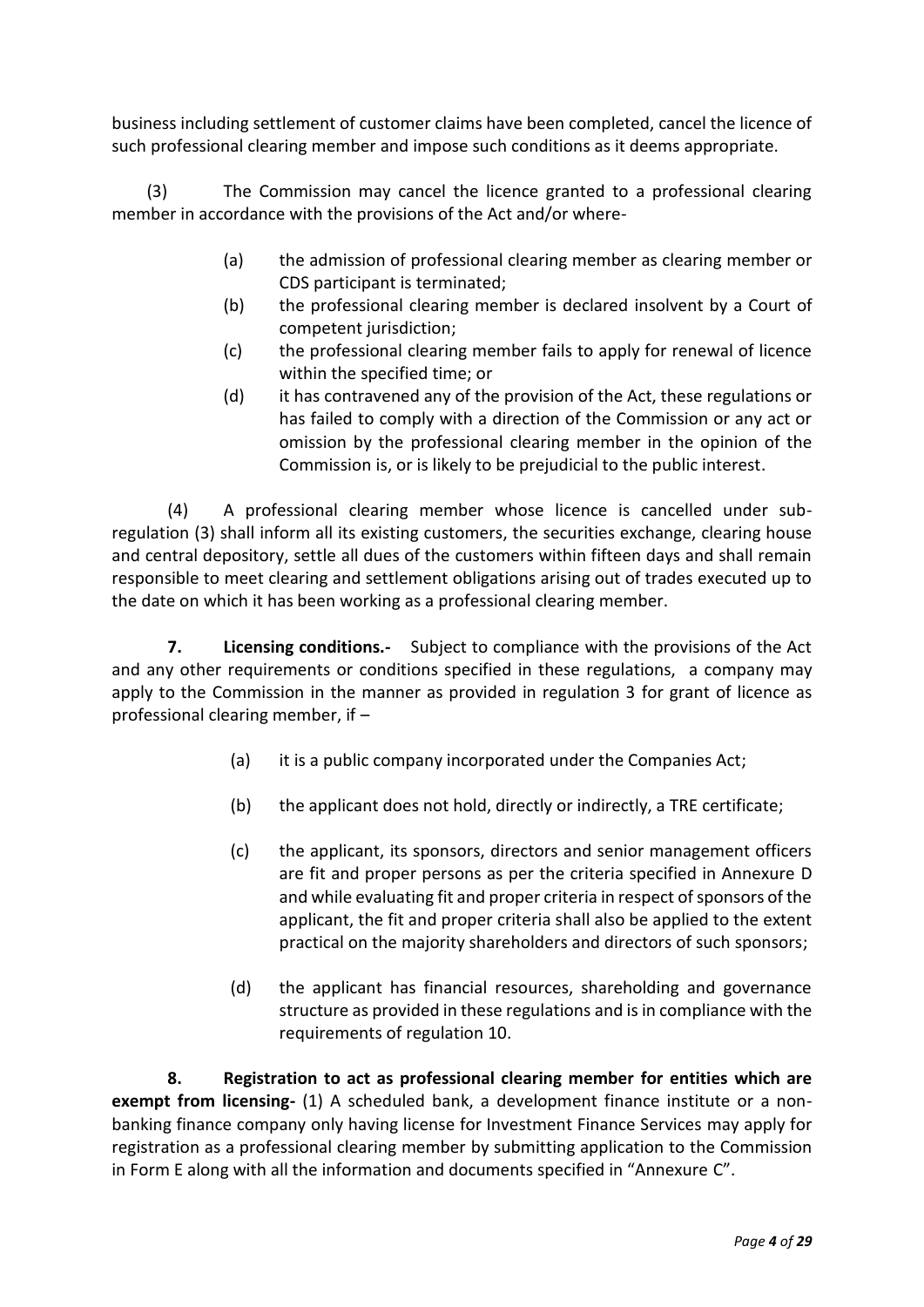business including settlement of customer claims have been completed, cancel the licence of such professional clearing member and impose such conditions as it deems appropriate.

(3) The Commission may cancel the licence granted to a professional clearing member in accordance with the provisions of the Act and/or where-

(a) the admission of professional clearing member as clearing member or CDS participant is terminated;

(b) the professional clearing member is declared insolvent by a Court of competent jurisdiction;

(c) the professional clearing member fails to apply for renewal of licence within the specified time; or

(d) it has contravened any of the provision of the Act, these regulations or has failed to comply with a direction of the Commission or any act or omission by the professional clearing member in the opinion of the Commission is, or is likely to be prejudicial to the public interest.

(4) A professional clearing member whose licence is cancelled under sub-regulation (3) shall inform all its existing customers, the securities exchange, clearing house and central depository, settle all dues of the customers within fifteen days and shall remain responsible to meet clearing and settlement obligations arising out of trades executed up to the date on which it has been working as a professional clearing member.

**7. Licensing conditions.-** Subject to compliance with the provisions of the Act and any other requirements or conditions specified in these regulations, a company may apply to the Commission in the manner as provided in regulation 3 for grant of licence as professional clearing member, if –

(a) it is a public company incorporated under the Companies Act;

(b) the applicant does not hold, directly or indirectly, a TRE certificate;

(c) the applicant, its sponsors, directors and senior management officers are fit and proper persons as per the criteria specified in Annexure D and while evaluating fit and proper criteria in respect of sponsors of the applicant, the fit and proper criteria shall also be applied to the extent practical on the majority shareholders and directors of such sponsors;

(d) the applicant has financial resources, shareholding and governance structure as provided in these regulations and is in compliance with the requirements of regulation 10.

**8. Registration to act as professional clearing member for entities which are exempt from licensing-** (1) A scheduled bank, a development finance institute or a non-banking finance company only having license for Investment Finance Services may apply for registration as a professional clearing member by submitting application to the Commission in Form E along with all the information and documents specified in "Annexure C".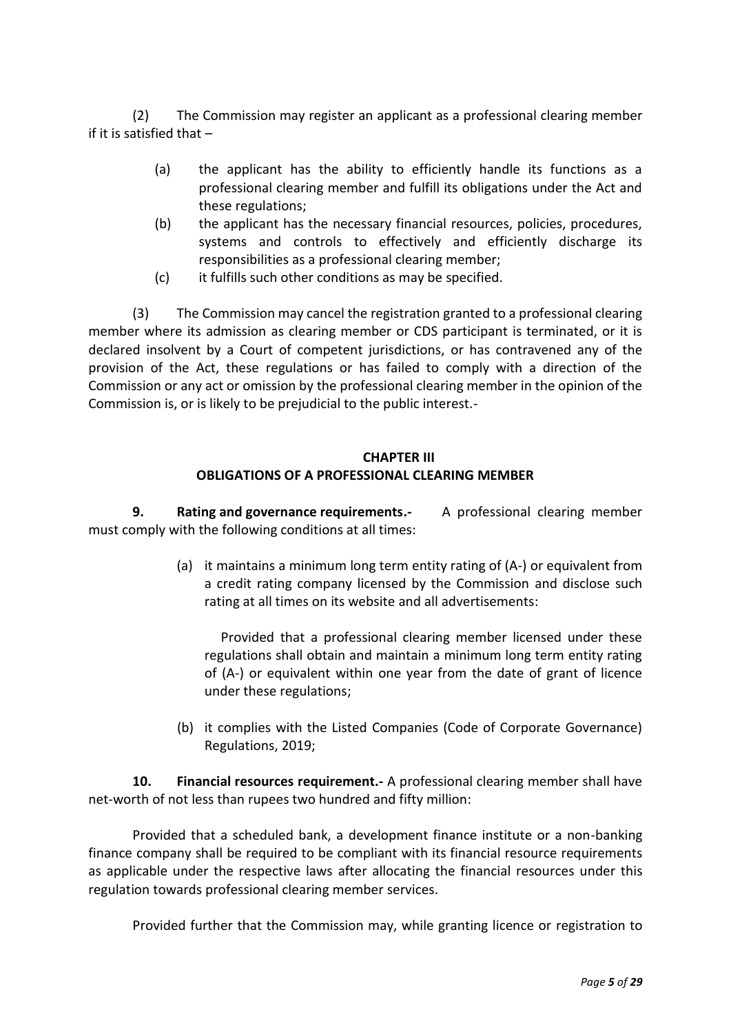(2) The Commission may register an applicant as a professional clearing member if it is satisfied that –

(a) the applicant has the ability to efficiently handle its functions as a professional clearing member and fulfill its obligations under the Act and these regulations;

(b) the applicant has the necessary financial resources, policies, procedures, systems and controls to effectively and efficiently discharge its responsibilities as a professional clearing member;

(c) it fulfills such other conditions as may be specified.

(3) The Commission may cancel the registration granted to a professional clearing member where its admission as clearing member or CDS participant is terminated, or it is declared insolvent by a Court of competent jurisdictions, or has contravened any of the provision of the Act, these regulations or has failed to comply with a direction of the Commission or any act or omission by the professional clearing member in the opinion of the Commission is, or is likely to be prejudicial to the public interest.-

## CHAPTER III
## OBLIGATIONS OF A PROFESSIONAL CLEARING MEMBER

**9. Rating and governance requirements.-** A professional clearing member must comply with the following conditions at all times:

(a) it maintains a minimum long term entity rating of (A-) or equivalent from a credit rating company licensed by the Commission and disclose such rating at all times on its website and all advertisements:

Provided that a professional clearing member licensed under these regulations shall obtain and maintain a minimum long term entity rating of (A-) or equivalent within one year from the date of grant of licence under these regulations;

(b) it complies with the Listed Companies (Code of Corporate Governance) Regulations, 2019;

**10. Financial resources requirement.-** A professional clearing member shall have net-worth of not less than rupees two hundred and fifty million:

Provided that a scheduled bank, a development finance institute or a non-banking finance company shall be required to be compliant with its financial resource requirements as applicable under the respective laws after allocating the financial resources under this regulation towards professional clearing member services.

Provided further that the Commission may, while granting licence or registration to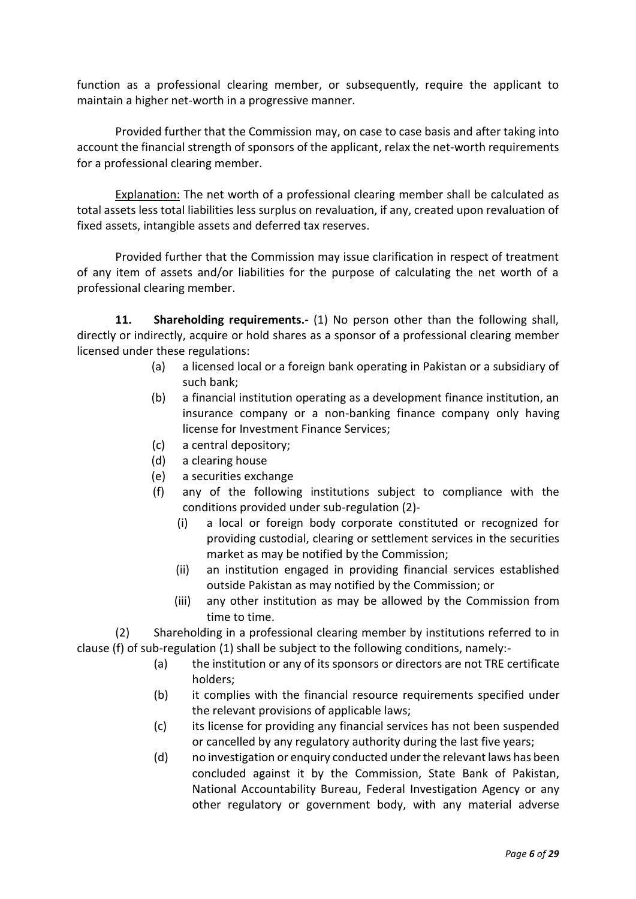function as a professional clearing member, or subsequently, require the applicant to maintain a higher net-worth in a progressive manner.

Provided further that the Commission may, on case to case basis and after taking into account the financial strength of sponsors of the applicant, relax the net-worth requirements for a professional clearing member.

Explanation: The net worth of a professional clearing member shall be calculated as total assets less total liabilities less surplus on revaluation, if any, created upon revaluation of fixed assets, intangible assets and deferred tax reserves.

Provided further that the Commission may issue clarification in respect of treatment of any item of assets and/or liabilities for the purpose of calculating the net worth of a professional clearing member.

**11. Shareholding requirements.-** (1) No person other than the following shall, directly or indirectly, acquire or hold shares as a sponsor of a professional clearing member licensed under these regulations:

- (a) a licensed local or a foreign bank operating in Pakistan or a subsidiary of such bank;
- (b) a financial institution operating as a development finance institution, an insurance company or a non-banking finance company only having license for Investment Finance Services;
- (c) a central depository;
- (d) a clearing house
- (e) a securities exchange
- (f) any of the following institutions subject to compliance with the conditions provided under sub-regulation (2)-
  - (i) a local or foreign body corporate constituted or recognized for providing custodial, clearing or settlement services in the securities market as may be notified by the Commission;
  - (ii) an institution engaged in providing financial services established outside Pakistan as may notified by the Commission; or
  - (iii) any other institution as may be allowed by the Commission from time to time.

(2) Shareholding in a professional clearing member by institutions referred to in clause (f) of sub-regulation (1) shall be subject to the following conditions, namely:-

- (a) the institution or any of its sponsors or directors are not TRE certificate holders;
- (b) it complies with the financial resource requirements specified under the relevant provisions of applicable laws;
- (c) its license for providing any financial services has not been suspended or cancelled by any regulatory authority during the last five years;
- (d) no investigation or enquiry conducted under the relevant laws has been concluded against it by the Commission, State Bank of Pakistan, National Accountability Bureau, Federal Investigation Agency or any other regulatory or government body, with any material adverse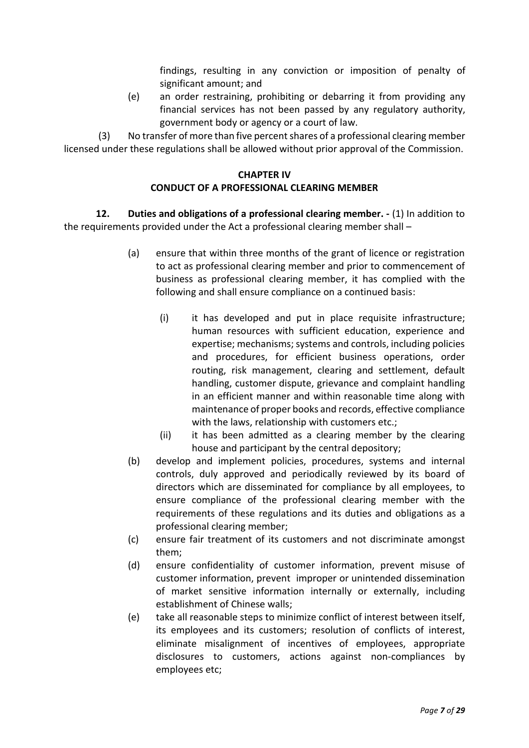findings, resulting in any conviction or imposition of penalty of significant amount; and

(e) an order restraining, prohibiting or debarring it from providing any financial services has not been passed by any regulatory authority, government body or agency or a court of law.

(3) No transfer of more than five percent shares of a professional clearing member licensed under these regulations shall be allowed without prior approval of the Commission.

## CHAPTER IV
## CONDUCT OF A PROFESSIONAL CLEARING MEMBER

**12. Duties and obligations of a professional clearing member. -** (1) In addition to the requirements provided under the Act a professional clearing member shall –

(a) ensure that within three months of the grant of licence or registration to act as professional clearing member and prior to commencement of business as professional clearing member, it has complied with the following and shall ensure compliance on a continued basis:

   (i) it has developed and put in place requisite infrastructure; human resources with sufficient education, experience and expertise; mechanisms; systems and controls, including policies and procedures, for efficient business operations, order routing, risk management, clearing and settlement, default handling, customer dispute, grievance and complaint handling in an efficient manner and within reasonable time along with maintenance of proper books and records, effective compliance with the laws, relationship with customers etc.;

   (ii) it has been admitted as a clearing member by the clearing house and participant by the central depository;

(b) develop and implement policies, procedures, systems and internal controls, duly approved and periodically reviewed by its board of directors which are disseminated for compliance by all employees, to ensure compliance of the professional clearing member with the requirements of these regulations and its duties and obligations as a professional clearing member;

(c) ensure fair treatment of its customers and not discriminate amongst them;

(d) ensure confidentiality of customer information, prevent misuse of customer information, prevent improper or unintended dissemination of market sensitive information internally or externally, including establishment of Chinese walls;

(e) take all reasonable steps to minimize conflict of interest between itself, its employees and its customers; resolution of conflicts of interest, eliminate misalignment of incentives of employees, appropriate disclosures to customers, actions against non-compliances by employees etc;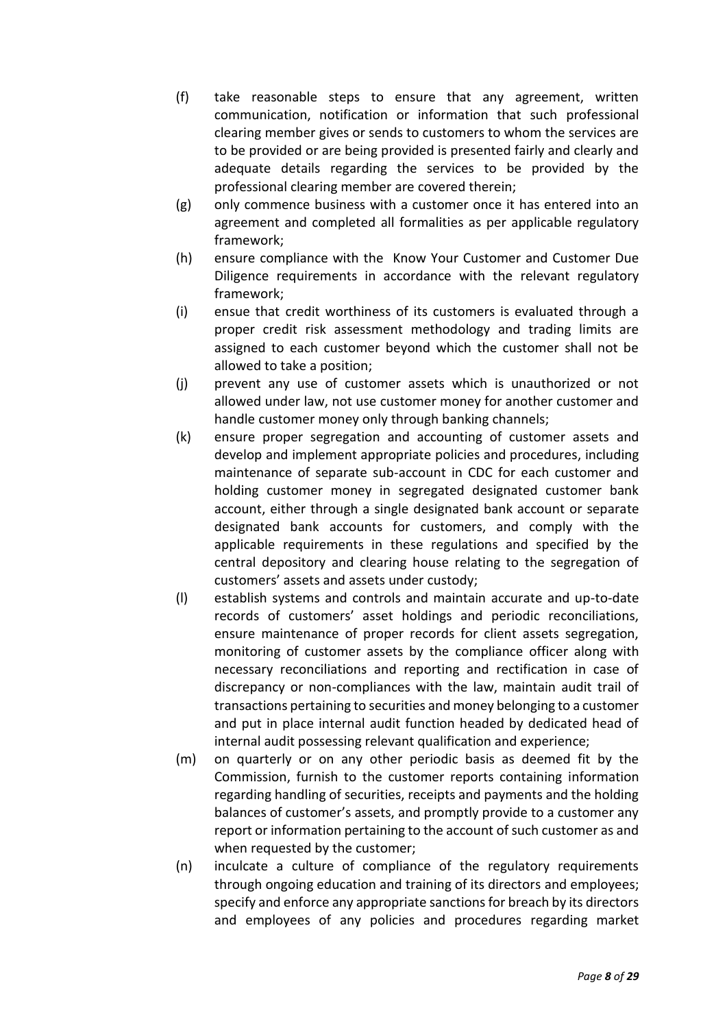(f) take reasonable steps to ensure that any agreement, written communication, notification or information that such professional clearing member gives or sends to customers to whom the services are to be provided or are being provided is presented fairly and clearly and adequate details regarding the services to be provided by the professional clearing member are covered therein;

(g) only commence business with a customer once it has entered into an agreement and completed all formalities as per applicable regulatory framework;

(h) ensure compliance with the Know Your Customer and Customer Due Diligence requirements in accordance with the relevant regulatory framework;

(i) ensue that credit worthiness of its customers is evaluated through a proper credit risk assessment methodology and trading limits are assigned to each customer beyond which the customer shall not be allowed to take a position;

(j) prevent any use of customer assets which is unauthorized or not allowed under law, not use customer money for another customer and handle customer money only through banking channels;

(k) ensure proper segregation and accounting of customer assets and develop and implement appropriate policies and procedures, including maintenance of separate sub-account in CDC for each customer and holding customer money in segregated designated customer bank account, either through a single designated bank account or separate designated bank accounts for customers, and comply with the applicable requirements in these regulations and specified by the central depository and clearing house relating to the segregation of customers' assets and assets under custody;

(l) establish systems and controls and maintain accurate and up-to-date records of customers' asset holdings and periodic reconciliations, ensure maintenance of proper records for client assets segregation, monitoring of customer assets by the compliance officer along with necessary reconciliations and reporting and rectification in case of discrepancy or non-compliances with the law, maintain audit trail of transactions pertaining to securities and money belonging to a customer and put in place internal audit function headed by dedicated head of internal audit possessing relevant qualification and experience;

(m) on quarterly or on any other periodic basis as deemed fit by the Commission, furnish to the customer reports containing information regarding handling of securities, receipts and payments and the holding balances of customer's assets, and promptly provide to a customer any report or information pertaining to the account of such customer as and when requested by the customer;

(n) inculcate a culture of compliance of the regulatory requirements through ongoing education and training of its directors and employees; specify and enforce any appropriate sanctions for breach by its directors and employees of any policies and procedures regarding market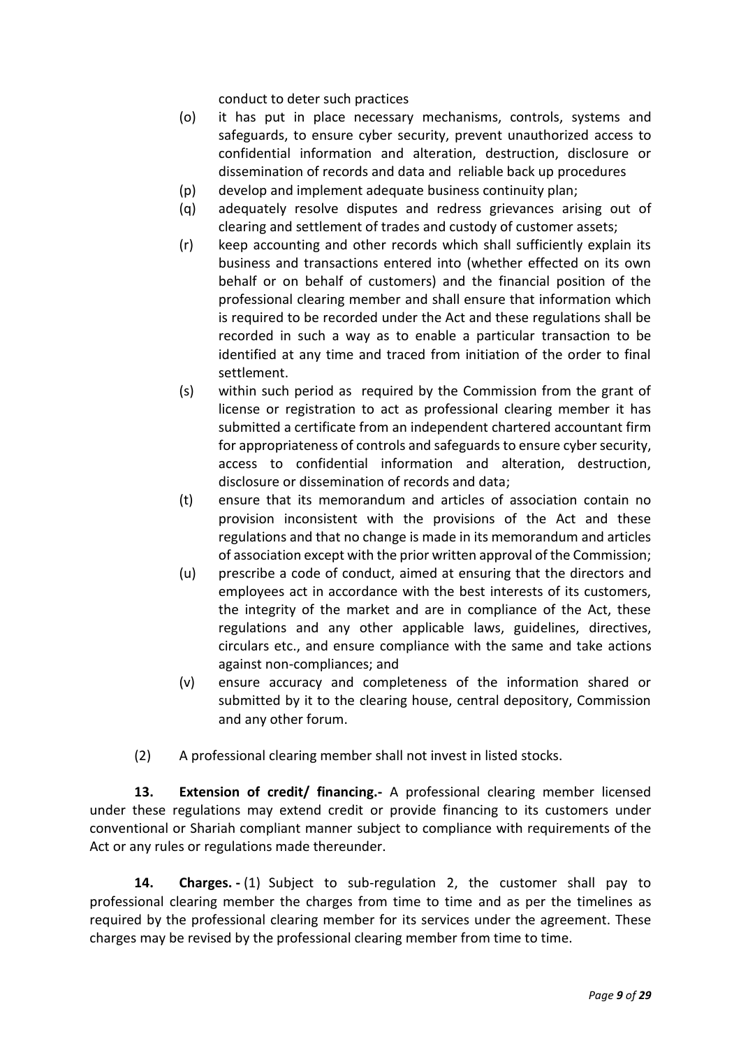conduct to deter such practices

(o) it has put in place necessary mechanisms, controls, systems and safeguards, to ensure cyber security, prevent unauthorized access to confidential information and alteration, destruction, disclosure or dissemination of records and data and reliable back up procedures

(p) develop and implement adequate business continuity plan;

(q) adequately resolve disputes and redress grievances arising out of clearing and settlement of trades and custody of customer assets;

(r) keep accounting and other records which shall sufficiently explain its business and transactions entered into (whether effected on its own behalf or on behalf of customers) and the financial position of the professional clearing member and shall ensure that information which is required to be recorded under the Act and these regulations shall be recorded in such a way as to enable a particular transaction to be identified at any time and traced from initiation of the order to final settlement.

(s) within such period as required by the Commission from the grant of license or registration to act as professional clearing member it has submitted a certificate from an independent chartered accountant firm for appropriateness of controls and safeguards to ensure cyber security, access to confidential information and alteration, destruction, disclosure or dissemination of records and data;

(t) ensure that its memorandum and articles of association contain no provision inconsistent with the provisions of the Act and these regulations and that no change is made in its memorandum and articles of association except with the prior written approval of the Commission;

(u) prescribe a code of conduct, aimed at ensuring that the directors and employees act in accordance with the best interests of its customers, the integrity of the market and are in compliance of the Act, these regulations and any other applicable laws, guidelines, directives, circulars etc., and ensure compliance with the same and take actions against non-compliances; and

(v) ensure accuracy and completeness of the information shared or submitted by it to the clearing house, central depository, Commission and any other forum.

(2) A professional clearing member shall not invest in listed stocks.

**13. Extension of credit/ financing.-** A professional clearing member licensed under these regulations may extend credit or provide financing to its customers under conventional or Shariah compliant manner subject to compliance with requirements of the Act or any rules or regulations made thereunder.

**14. Charges. -** (1) Subject to sub-regulation 2, the customer shall pay to professional clearing member the charges from time to time and as per the timelines as required by the professional clearing member for its services under the agreement. These charges may be revised by the professional clearing member from time to time.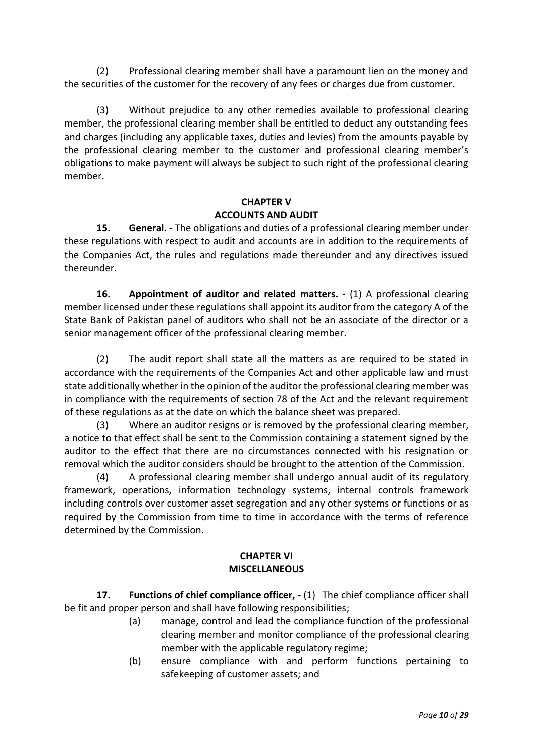(2) Professional clearing member shall have a paramount lien on the money and the securities of the customer for the recovery of any fees or charges due from customer.

(3) Without prejudice to any other remedies available to professional clearing member, the professional clearing member shall be entitled to deduct any outstanding fees and charges (including any applicable taxes, duties and levies) from the amounts payable by the professional clearing member to the customer and professional clearing member's obligations to make payment will always be subject to such right of the professional clearing member.

## CHAPTER V
## ACCOUNTS AND AUDIT

**15. General. -** The obligations and duties of a professional clearing member under these regulations with respect to audit and accounts are in addition to the requirements of the Companies Act, the rules and regulations made thereunder and any directives issued thereunder.

**16. Appointment of auditor and related matters. -** (1) A professional clearing member licensed under these regulations shall appoint its auditor from the category A of the State Bank of Pakistan panel of auditors who shall not be an associate of the director or a senior management officer of the professional clearing member.

(2) The audit report shall state all the matters as are required to be stated in accordance with the requirements of the Companies Act and other applicable law and must state additionally whether in the opinion of the auditor the professional clearing member was in compliance with the requirements of section 78 of the Act and the relevant requirement of these regulations as at the date on which the balance sheet was prepared.

(3) Where an auditor resigns or is removed by the professional clearing member, a notice to that effect shall be sent to the Commission containing a statement signed by the auditor to the effect that there are no circumstances connected with his resignation or removal which the auditor considers should be brought to the attention of the Commission.

(4) A professional clearing member shall undergo annual audit of its regulatory framework, operations, information technology systems, internal controls framework including controls over customer asset segregation and any other systems or functions or as required by the Commission from time to time in accordance with the terms of reference determined by the Commission.

## CHAPTER VI
## MISCELLANEOUS

**17. Functions of chief compliance officer, -** (1) The chief compliance officer shall be fit and proper person and shall have following responsibilities;

(a) manage, control and lead the compliance function of the professional clearing member and monitor compliance of the professional clearing member with the applicable regulatory regime;

(b) ensure compliance with and perform functions pertaining to safekeeping of customer assets; and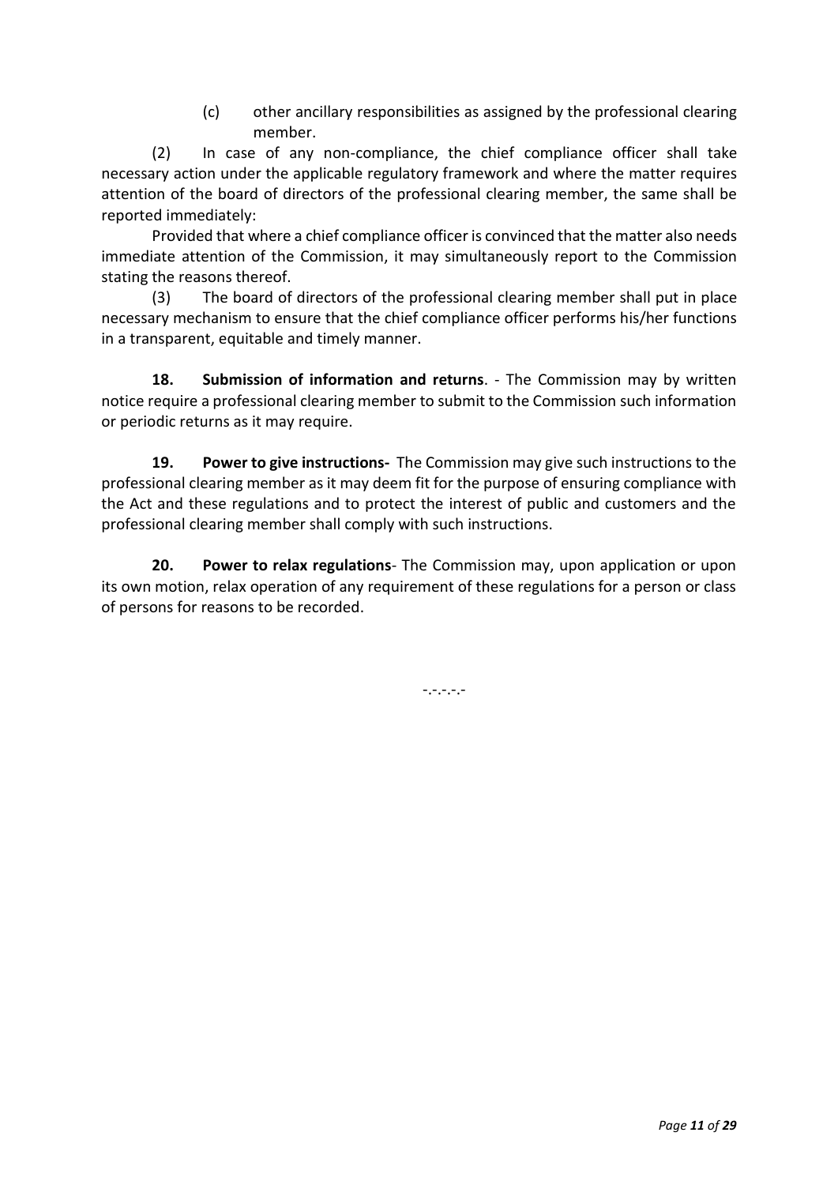(c) other ancillary responsibilities as assigned by the professional clearing member.

(2) In case of any non-compliance, the chief compliance officer shall take necessary action under the applicable regulatory framework and where the matter requires attention of the board of directors of the professional clearing member, the same shall be reported immediately:

Provided that where a chief compliance officer is convinced that the matter also needs immediate attention of the Commission, it may simultaneously report to the Commission stating the reasons thereof.

(3) The board of directors of the professional clearing member shall put in place necessary mechanism to ensure that the chief compliance officer performs his/her functions in a transparent, equitable and timely manner.

**18. Submission of information and returns**. - The Commission may by written notice require a professional clearing member to submit to the Commission such information or periodic returns as it may require.

**19. Power to give instructions-** The Commission may give such instructions to the professional clearing member as it may deem fit for the purpose of ensuring compliance with the Act and these regulations and to protect the interest of public and customers and the professional clearing member shall comply with such instructions.

**20. Power to relax regulations**- The Commission may, upon application or upon its own motion, relax operation of any requirement of these regulations for a person or class of persons for reasons to be recorded.

-.-.-.-.-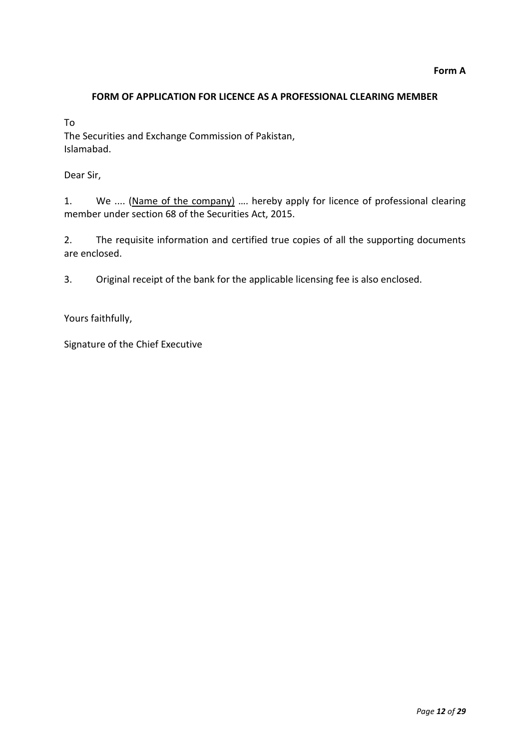**Form A**

**FORM OF APPLICATION FOR LICENCE AS A PROFESSIONAL CLEARING MEMBER**

To
The Securities and Exchange Commission of Pakistan,
Islamabad.

Dear Sir,

1. We .... (<u>Name of the company</u>) …. hereby apply for licence of professional clearing member under section 68 of the Securities Act, 2015.

2. The requisite information and certified true copies of all the supporting documents are enclosed.

3. Original receipt of the bank for the applicable licensing fee is also enclosed.

Yours faithfully,

Signature of the Chief Executive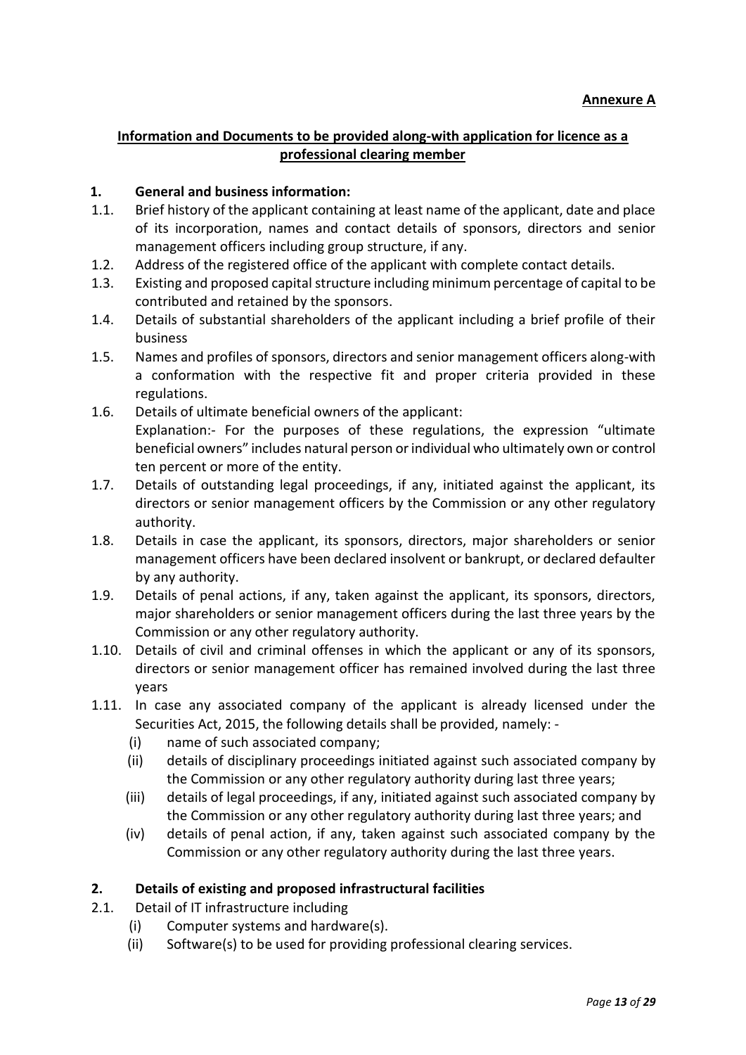**Annexure A**

## Information and Documents to be provided along-with application for licence as a professional clearing member

**1. General and business information:**

1.1. Brief history of the applicant containing at least name of the applicant, date and place of its incorporation, names and contact details of sponsors, directors and senior management officers including group structure, if any.

1.2. Address of the registered office of the applicant with complete contact details.

1.3. Existing and proposed capital structure including minimum percentage of capital to be contributed and retained by the sponsors.

1.4. Details of substantial shareholders of the applicant including a brief profile of their business

1.5. Names and profiles of sponsors, directors and senior management officers along-with a conformation with the respective fit and proper criteria provided in these regulations.

1.6. Details of ultimate beneficial owners of the applicant:
Explanation:- For the purposes of these regulations, the expression "ultimate beneficial owners" includes natural person or individual who ultimately own or control ten percent or more of the entity.

1.7. Details of outstanding legal proceedings, if any, initiated against the applicant, its directors or senior management officers by the Commission or any other regulatory authority.

1.8. Details in case the applicant, its sponsors, directors, major shareholders or senior management officers have been declared insolvent or bankrupt, or declared defaulter by any authority.

1.9. Details of penal actions, if any, taken against the applicant, its sponsors, directors, major shareholders or senior management officers during the last three years by the Commission or any other regulatory authority.

1.10. Details of civil and criminal offenses in which the applicant or any of its sponsors, directors or senior management officer has remained involved during the last three years

1.11. In case any associated company of the applicant is already licensed under the Securities Act, 2015, the following details shall be provided, namely: -

(i) name of such associated company;

(ii) details of disciplinary proceedings initiated against such associated company by the Commission or any other regulatory authority during last three years;

(iii) details of legal proceedings, if any, initiated against such associated company by the Commission or any other regulatory authority during last three years; and

(iv) details of penal action, if any, taken against such associated company by the Commission or any other regulatory authority during the last three years.

**2. Details of existing and proposed infrastructural facilities**

2.1. Detail of IT infrastructure including

(i) Computer systems and hardware(s).

(ii) Software(s) to be used for providing professional clearing services.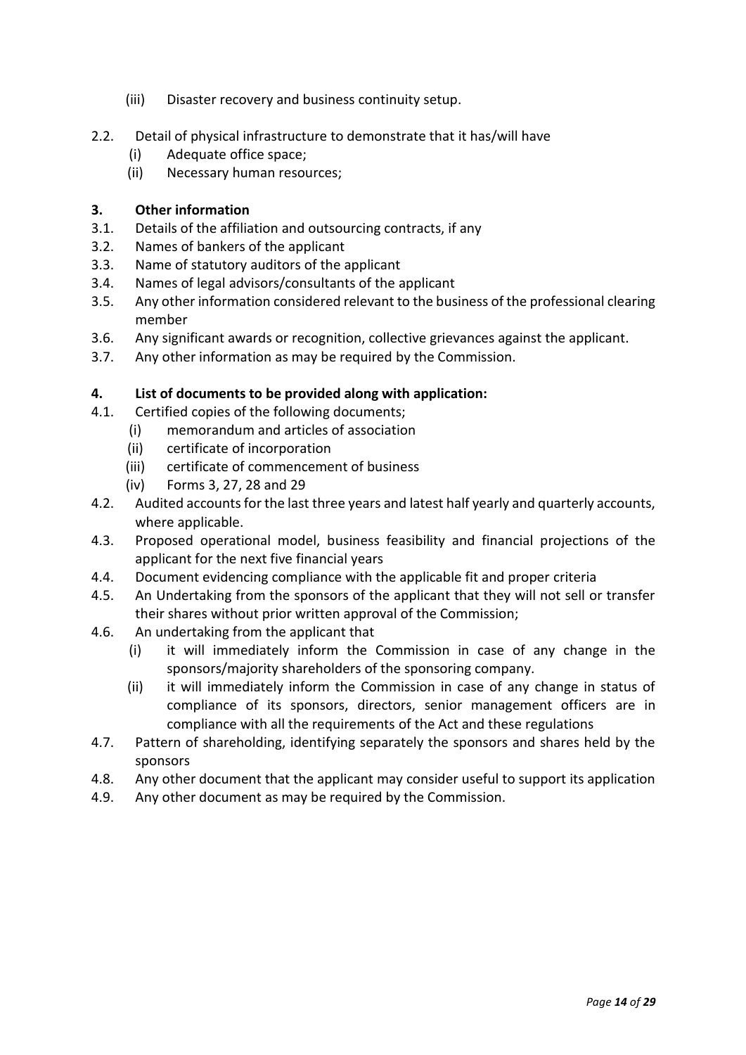(iii) Disaster recovery and business continuity setup.

2.2. Detail of physical infrastructure to demonstrate that it has/will have
   (i) Adequate office space;
   (ii) Necessary human resources;

**3. Other information**

3.1. Details of the affiliation and outsourcing contracts, if any

3.2. Names of bankers of the applicant

3.3. Name of statutory auditors of the applicant

3.4. Names of legal advisors/consultants of the applicant

3.5. Any other information considered relevant to the business of the professional clearing member

3.6. Any significant awards or recognition, collective grievances against the applicant.

3.7. Any other information as may be required by the Commission.

**4. List of documents to be provided along with application:**

4.1. Certified copies of the following documents;
   (i) memorandum and articles of association
   (ii) certificate of incorporation
   (iii) certificate of commencement of business
   (iv) Forms 3, 27, 28 and 29

4.2. Audited accounts for the last three years and latest half yearly and quarterly accounts, where applicable.

4.3. Proposed operational model, business feasibility and financial projections of the applicant for the next five financial years

4.4. Document evidencing compliance with the applicable fit and proper criteria

4.5. An Undertaking from the sponsors of the applicant that they will not sell or transfer their shares without prior written approval of the Commission;

4.6. An undertaking from the applicant that
   (i) it will immediately inform the Commission in case of any change in the sponsors/majority shareholders of the sponsoring company.
   (ii) it will immediately inform the Commission in case of any change in status of compliance of its sponsors, directors, senior management officers are in compliance with all the requirements of the Act and these regulations

4.7. Pattern of shareholding, identifying separately the sponsors and shares held by the sponsors

4.8. Any other document that the applicant may consider useful to support its application

4.9. Any other document as may be required by the Commission.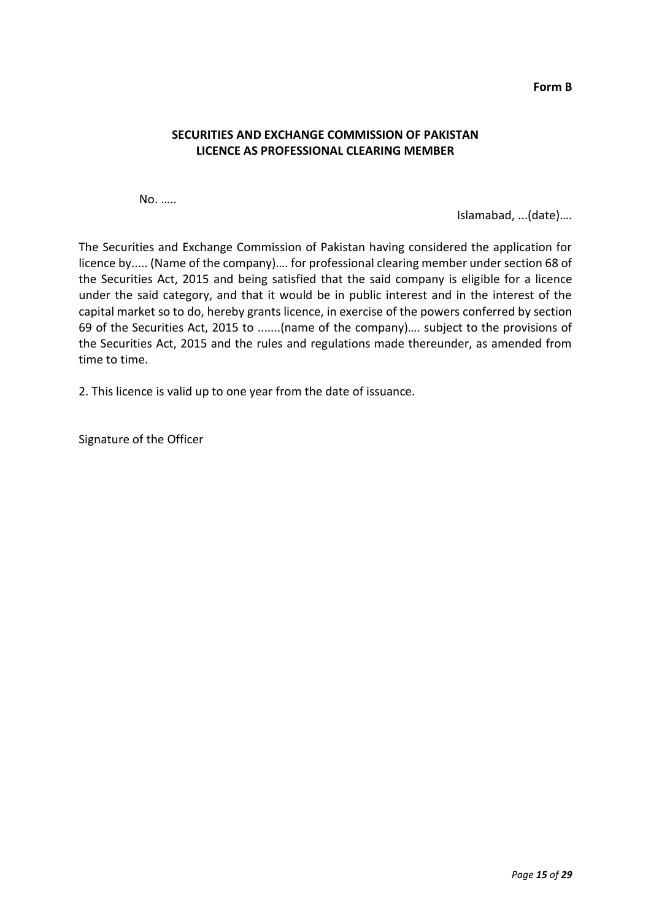**Form B**

**SECURITIES AND EXCHANGE COMMISSION OF PAKISTAN**
**LICENCE AS PROFESSIONAL CLEARING MEMBER**

No. …..

Islamabad, ...(date)….

The Securities and Exchange Commission of Pakistan having considered the application for licence by..... (Name of the company)…. for professional clearing member under section 68 of the Securities Act, 2015 and being satisfied that the said company is eligible for a licence under the said category, and that it would be in public interest and in the interest of the capital market so to do, hereby grants licence, in exercise of the powers conferred by section 69 of the Securities Act, 2015 to .......(name of the company)…. subject to the provisions of the Securities Act, 2015 and the rules and regulations made thereunder, as amended from time to time.

2. This licence is valid up to one year from the date of issuance.

Signature of the Officer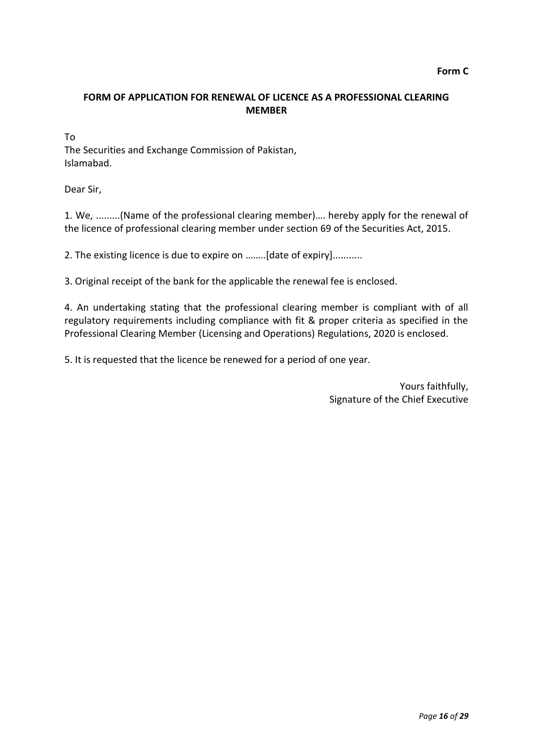**Form C**

## FORM OF APPLICATION FOR RENEWAL OF LICENCE AS A PROFESSIONAL CLEARING MEMBER

To
The Securities and Exchange Commission of Pakistan,
Islamabad.

Dear Sir,

1. We, .........(Name of the professional clearing member)…. hereby apply for the renewal of the licence of professional clearing member under section 69 of the Securities Act, 2015.

2. The existing licence is due to expire on ……..[date of expiry]...........

3. Original receipt of the bank for the applicable the renewal fee is enclosed.

4. An undertaking stating that the professional clearing member is compliant with of all regulatory requirements including compliance with fit & proper criteria as specified in the Professional Clearing Member (Licensing and Operations) Regulations, 2020 is enclosed.

5. It is requested that the licence be renewed for a period of one year.

Yours faithfully,
Signature of the Chief Executive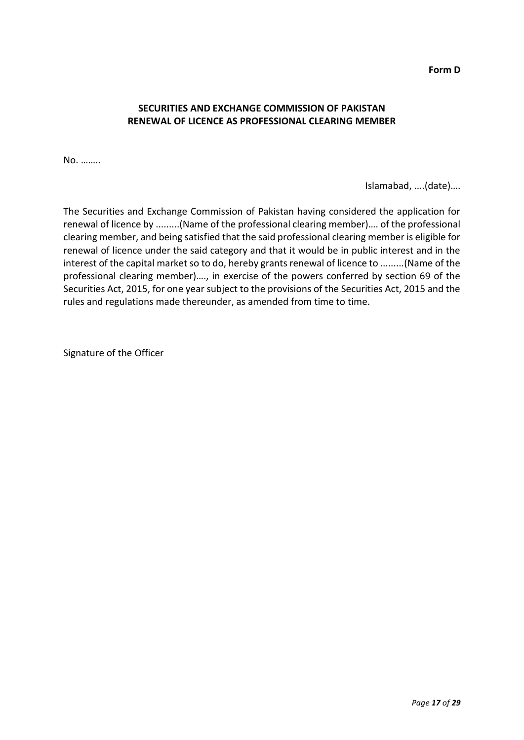**Form D**

**SECURITIES AND EXCHANGE COMMISSION OF PAKISTAN**
**RENEWAL OF LICENCE AS PROFESSIONAL CLEARING MEMBER**

No. ……..

Islamabad, ....(date)….

The Securities and Exchange Commission of Pakistan having considered the application for renewal of licence by .........(Name of the professional clearing member)…. of the professional clearing member, and being satisfied that the said professional clearing member is eligible for renewal of licence under the said category and that it would be in public interest and in the interest of the capital market so to do, hereby grants renewal of licence to .........(Name of the professional clearing member)…., in exercise of the powers conferred by section 69 of the Securities Act, 2015, for one year subject to the provisions of the Securities Act, 2015 and the rules and regulations made thereunder, as amended from time to time.

Signature of the Officer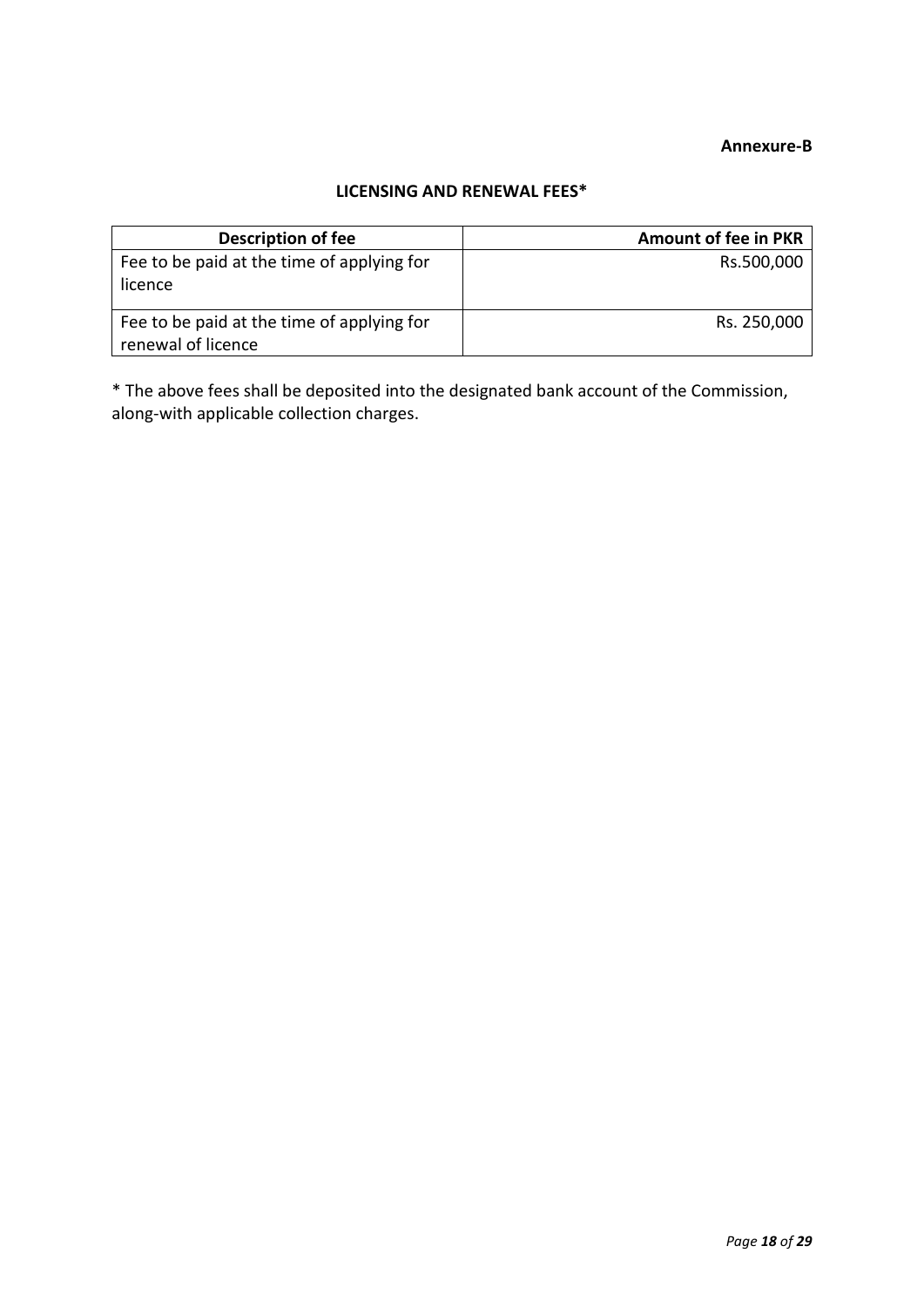**Annexure-B**

## LICENSING AND RENEWAL FEES*

| Description of fee | Amount of fee in PKR |
|---|---:|
| Fee to be paid at the time of applying for licence | Rs.500,000 |
| Fee to be paid at the time of applying for renewal of licence | Rs. 250,000 |

* The above fees shall be deposited into the designated bank account of the Commission, along-with applicable collection charges.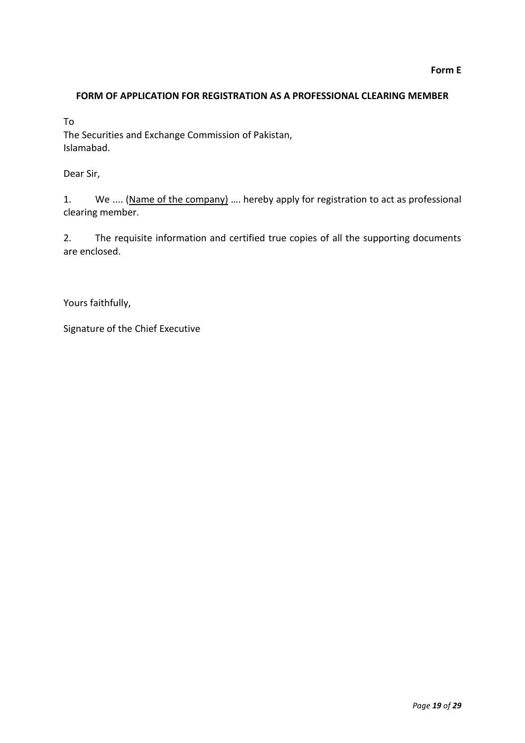**Form E**

## FORM OF APPLICATION FOR REGISTRATION AS A PROFESSIONAL CLEARING MEMBER

To
The Securities and Exchange Commission of Pakistan,
Islamabad.

Dear Sir,

1. We .... (<u>Name of the company</u>) …. hereby apply for registration to act as professional clearing member.

2. The requisite information and certified true copies of all the supporting documents are enclosed.

Yours faithfully,

Signature of the Chief Executive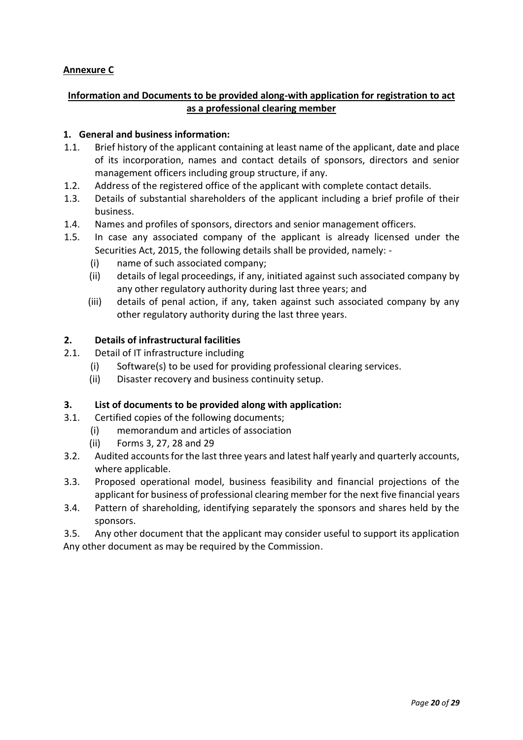**Annexure C**

**Information and Documents to be provided along-with application for registration to act as a professional clearing member**

**1. General and business information:**

1.1. Brief history of the applicant containing at least name of the applicant, date and place of its incorporation, names and contact details of sponsors, directors and senior management officers including group structure, if any.

1.2. Address of the registered office of the applicant with complete contact details.

1.3. Details of substantial shareholders of the applicant including a brief profile of their business.

1.4. Names and profiles of sponsors, directors and senior management officers.

1.5. In case any associated company of the applicant is already licensed under the Securities Act, 2015, the following details shall be provided, namely: -

(i) name of such associated company;

(ii) details of legal proceedings, if any, initiated against such associated company by any other regulatory authority during last three years; and

(iii) details of penal action, if any, taken against such associated company by any other regulatory authority during the last three years.

**2. Details of infrastructural facilities**

2.1. Detail of IT infrastructure including

(i) Software(s) to be used for providing professional clearing services.

(ii) Disaster recovery and business continuity setup.

**3. List of documents to be provided along with application:**

3.1. Certified copies of the following documents;

(i) memorandum and articles of association

(ii) Forms 3, 27, 28 and 29

3.2. Audited accounts for the last three years and latest half yearly and quarterly accounts, where applicable.

3.3. Proposed operational model, business feasibility and financial projections of the applicant for business of professional clearing member for the next five financial years

3.4. Pattern of shareholding, identifying separately the sponsors and shares held by the sponsors.

3.5. Any other document that the applicant may consider useful to support its application

Any other document as may be required by the Commission.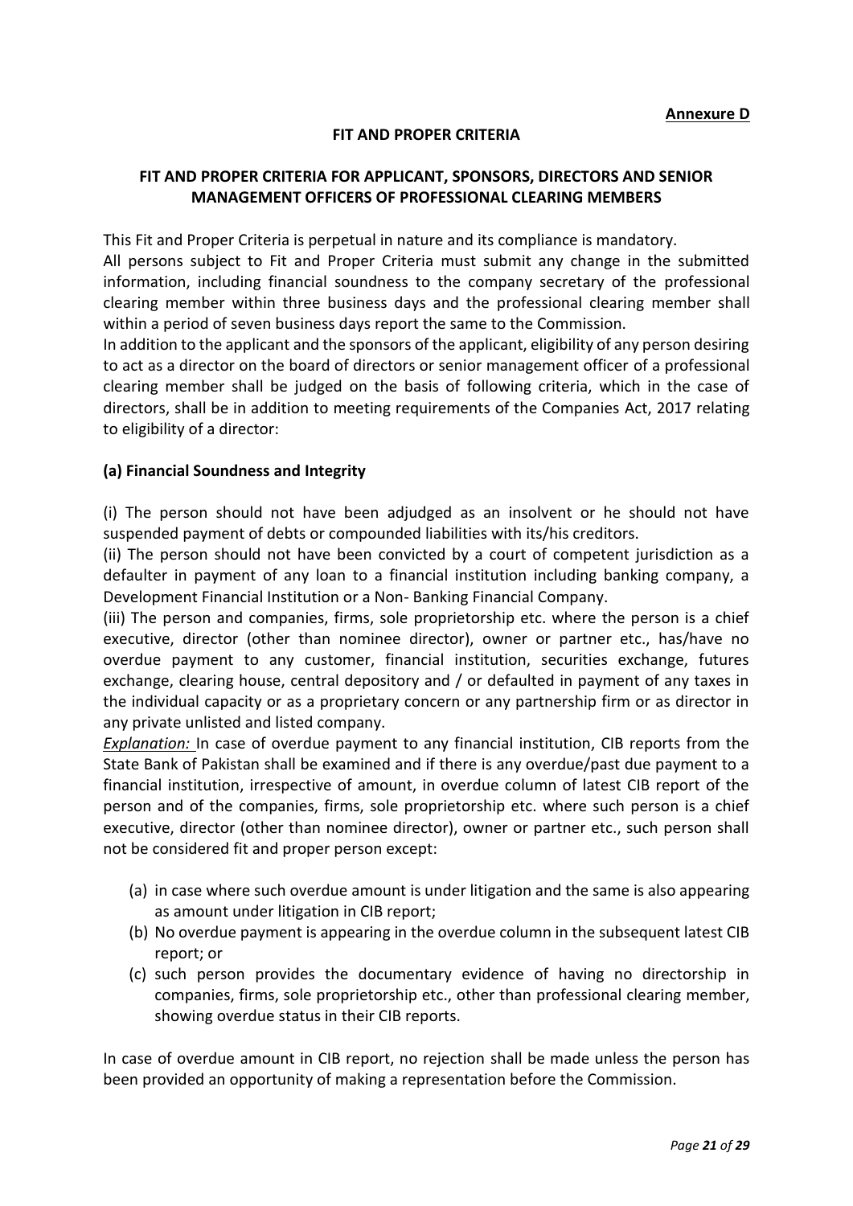**Annexure D**

**FIT AND PROPER CRITERIA**

**FIT AND PROPER CRITERIA FOR APPLICANT, SPONSORS, DIRECTORS AND SENIOR MANAGEMENT OFFICERS OF PROFESSIONAL CLEARING MEMBERS**

This Fit and Proper Criteria is perpetual in nature and its compliance is mandatory.

All persons subject to Fit and Proper Criteria must submit any change in the submitted information, including financial soundness to the company secretary of the professional clearing member within three business days and the professional clearing member shall within a period of seven business days report the same to the Commission.

In addition to the applicant and the sponsors of the applicant, eligibility of any person desiring to act as a director on the board of directors or senior management officer of a professional clearing member shall be judged on the basis of following criteria, which in the case of directors, shall be in addition to meeting requirements of the Companies Act, 2017 relating to eligibility of a director:

**(a) Financial Soundness and Integrity**

(i) The person should not have been adjudged as an insolvent or he should not have suspended payment of debts or compounded liabilities with its/his creditors.

(ii) The person should not have been convicted by a court of competent jurisdiction as a defaulter in payment of any loan to a financial institution including banking company, a Development Financial Institution or a Non- Banking Financial Company.

(iii) The person and companies, firms, sole proprietorship etc. where the person is a chief executive, director (other than nominee director), owner or partner etc., has/have no overdue payment to any customer, financial institution, securities exchange, futures exchange, clearing house, central depository and / or defaulted in payment of any taxes in the individual capacity or as a proprietary concern or any partnership firm or as director in any private unlisted and listed company.

*Explanation:* In case of overdue payment to any financial institution, CIB reports from the State Bank of Pakistan shall be examined and if there is any overdue/past due payment to a financial institution, irrespective of amount, in overdue column of latest CIB report of the person and of the companies, firms, sole proprietorship etc. where such person is a chief executive, director (other than nominee director), owner or partner etc., such person shall not be considered fit and proper person except:

(a) in case where such overdue amount is under litigation and the same is also appearing as amount under litigation in CIB report;

(b) No overdue payment is appearing in the overdue column in the subsequent latest CIB report; or

(c) such person provides the documentary evidence of having no directorship in companies, firms, sole proprietorship etc., other than professional clearing member, showing overdue status in their CIB reports.

In case of overdue amount in CIB report, no rejection shall be made unless the person has been provided an opportunity of making a representation before the Commission.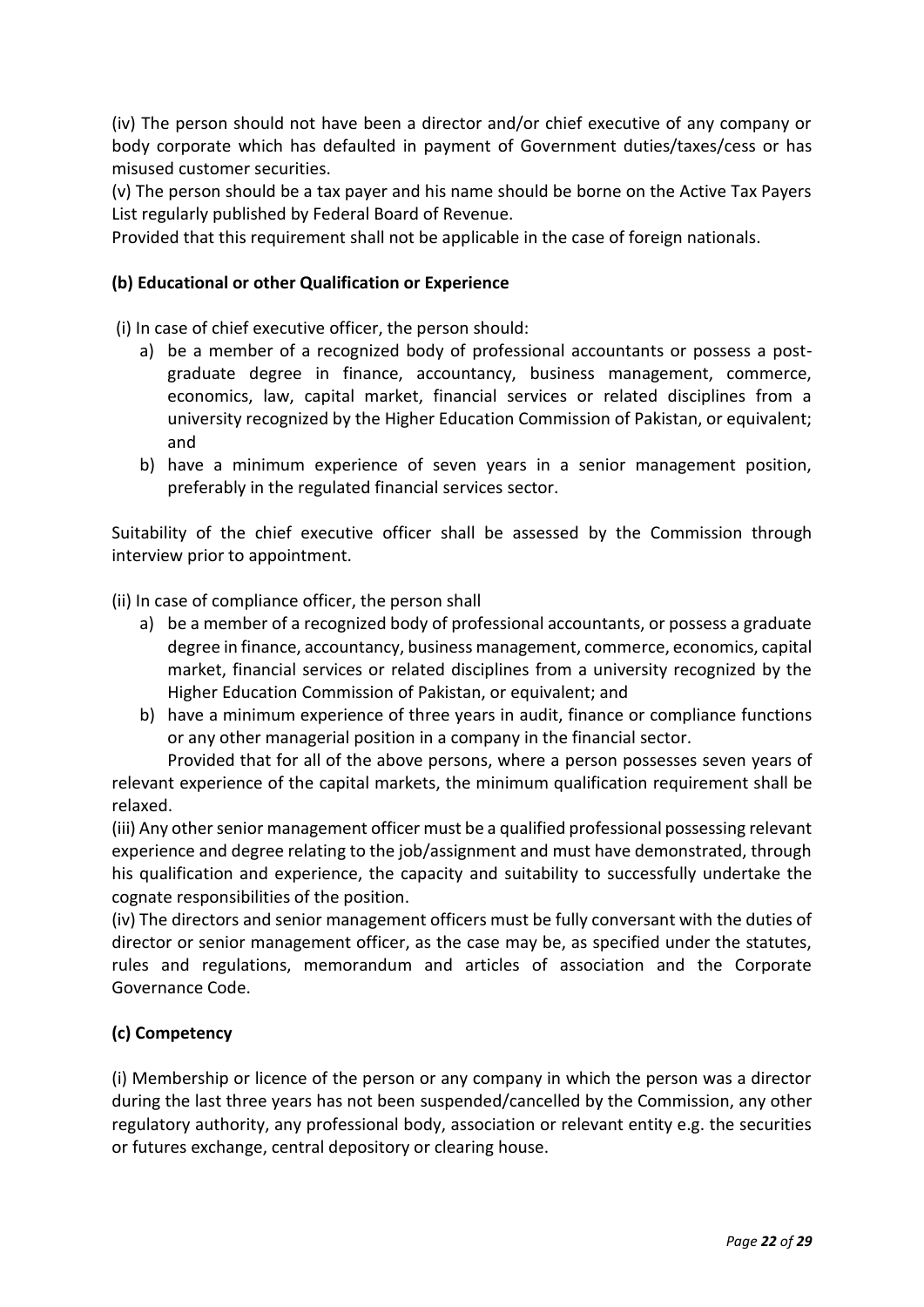(iv) The person should not have been a director and/or chief executive of any company or body corporate which has defaulted in payment of Government duties/taxes/cess or has misused customer securities.

(v) The person should be a tax payer and his name should be borne on the Active Tax Payers List regularly published by Federal Board of Revenue.

Provided that this requirement shall not be applicable in the case of foreign nationals.

**(b) Educational or other Qualification or Experience**

(i) In case of chief executive officer, the person should:

a) be a member of a recognized body of professional accountants or possess a post-graduate degree in finance, accountancy, business management, commerce, economics, law, capital market, financial services or related disciplines from a university recognized by the Higher Education Commission of Pakistan, or equivalent; and
b) have a minimum experience of seven years in a senior management position, preferably in the regulated financial services sector.

Suitability of the chief executive officer shall be assessed by the Commission through interview prior to appointment.

(ii) In case of compliance officer, the person shall

a) be a member of a recognized body of professional accountants, or possess a graduate degree in finance, accountancy, business management, commerce, economics, capital market, financial services or related disciplines from a university recognized by the Higher Education Commission of Pakistan, or equivalent; and
b) have a minimum experience of three years in audit, finance or compliance functions or any other managerial position in a company in the financial sector.

Provided that for all of the above persons, where a person possesses seven years of relevant experience of the capital markets, the minimum qualification requirement shall be relaxed.

(iii) Any other senior management officer must be a qualified professional possessing relevant experience and degree relating to the job/assignment and must have demonstrated, through his qualification and experience, the capacity and suitability to successfully undertake the cognate responsibilities of the position.

(iv) The directors and senior management officers must be fully conversant with the duties of director or senior management officer, as the case may be, as specified under the statutes, rules and regulations, memorandum and articles of association and the Corporate Governance Code.

**(c) Competency**

(i) Membership or licence of the person or any company in which the person was a director during the last three years has not been suspended/cancelled by the Commission, any other regulatory authority, any professional body, association or relevant entity e.g. the securities or futures exchange, central depository or clearing house.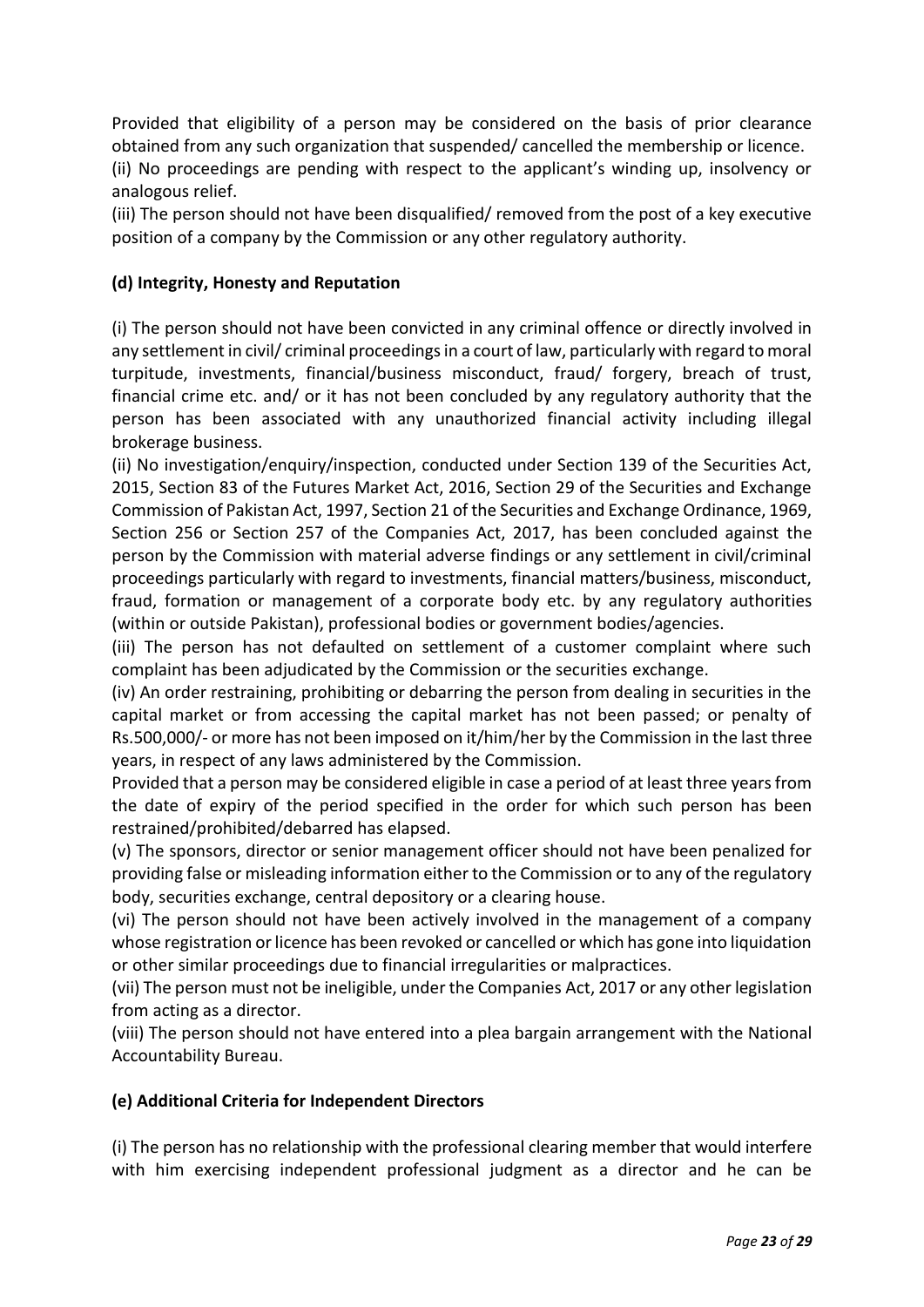Provided that eligibility of a person may be considered on the basis of prior clearance obtained from any such organization that suspended/ cancelled the membership or licence.

(ii) No proceedings are pending with respect to the applicant's winding up, insolvency or analogous relief.

(iii) The person should not have been disqualified/ removed from the post of a key executive position of a company by the Commission or any other regulatory authority.

**(d) Integrity, Honesty and Reputation**

(i) The person should not have been convicted in any criminal offence or directly involved in any settlement in civil/ criminal proceedings in a court of law, particularly with regard to moral turpitude, investments, financial/business misconduct, fraud/ forgery, breach of trust, financial crime etc. and/ or it has not been concluded by any regulatory authority that the person has been associated with any unauthorized financial activity including illegal brokerage business.

(ii) No investigation/enquiry/inspection, conducted under Section 139 of the Securities Act, 2015, Section 83 of the Futures Market Act, 2016, Section 29 of the Securities and Exchange Commission of Pakistan Act, 1997, Section 21 of the Securities and Exchange Ordinance, 1969, Section 256 or Section 257 of the Companies Act, 2017, has been concluded against the person by the Commission with material adverse findings or any settlement in civil/criminal proceedings particularly with regard to investments, financial matters/business, misconduct, fraud, formation or management of a corporate body etc. by any regulatory authorities (within or outside Pakistan), professional bodies or government bodies/agencies.

(iii) The person has not defaulted on settlement of a customer complaint where such complaint has been adjudicated by the Commission or the securities exchange.

(iv) An order restraining, prohibiting or debarring the person from dealing in securities in the capital market or from accessing the capital market has not been passed; or penalty of Rs.500,000/- or more has not been imposed on it/him/her by the Commission in the last three years, in respect of any laws administered by the Commission.

Provided that a person may be considered eligible in case a period of at least three years from the date of expiry of the period specified in the order for which such person has been restrained/prohibited/debarred has elapsed.

(v) The sponsors, director or senior management officer should not have been penalized for providing false or misleading information either to the Commission or to any of the regulatory body, securities exchange, central depository or a clearing house.

(vi) The person should not have been actively involved in the management of a company whose registration or licence has been revoked or cancelled or which has gone into liquidation or other similar proceedings due to financial irregularities or malpractices.

(vii) The person must not be ineligible, under the Companies Act, 2017 or any other legislation from acting as a director.

(viii) The person should not have entered into a plea bargain arrangement with the National Accountability Bureau.

**(e) Additional Criteria for Independent Directors**

(i) The person has no relationship with the professional clearing member that would interfere with him exercising independent professional judgment as a director and he can be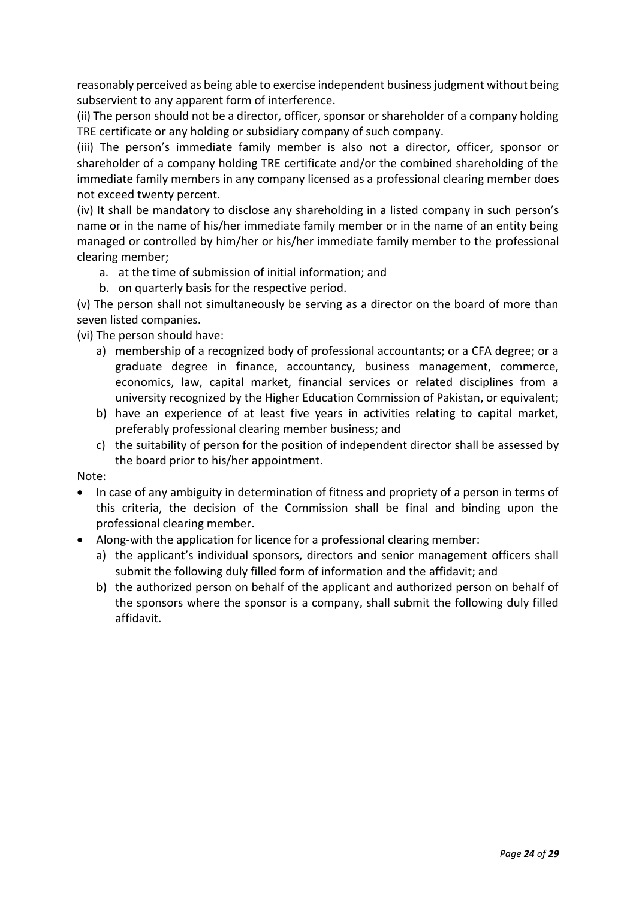reasonably perceived as being able to exercise independent business judgment without being subservient to any apparent form of interference.

(ii) The person should not be a director, officer, sponsor or shareholder of a company holding TRE certificate or any holding or subsidiary company of such company.

(iii) The person's immediate family member is also not a director, officer, sponsor or shareholder of a company holding TRE certificate and/or the combined shareholding of the immediate family members in any company licensed as a professional clearing member does not exceed twenty percent.

(iv) It shall be mandatory to disclose any shareholding in a listed company in such person's name or in the name of his/her immediate family member or in the name of an entity being managed or controlled by him/her or his/her immediate family member to the professional clearing member;

a. at the time of submission of initial information; and
b. on quarterly basis for the respective period.

(v) The person shall not simultaneously be serving as a director on the board of more than seven listed companies.

(vi) The person should have:

a) membership of a recognized body of professional accountants; or a CFA degree; or a graduate degree in finance, accountancy, business management, commerce, economics, law, capital market, financial services or related disciplines from a university recognized by the Higher Education Commission of Pakistan, or equivalent;
b) have an experience of at least five years in activities relating to capital market, preferably professional clearing member business; and
c) the suitability of person for the position of independent director shall be assessed by the board prior to his/her appointment.

Note:

- In case of any ambiguity in determination of fitness and propriety of a person in terms of this criteria, the decision of the Commission shall be final and binding upon the professional clearing member.
- Along-with the application for licence for a professional clearing member:
    a) the applicant's individual sponsors, directors and senior management officers shall submit the following duly filled form of information and the affidavit; and
    b) the authorized person on behalf of the applicant and authorized person on behalf of the sponsors where the sponsor is a company, shall submit the following duly filled affidavit.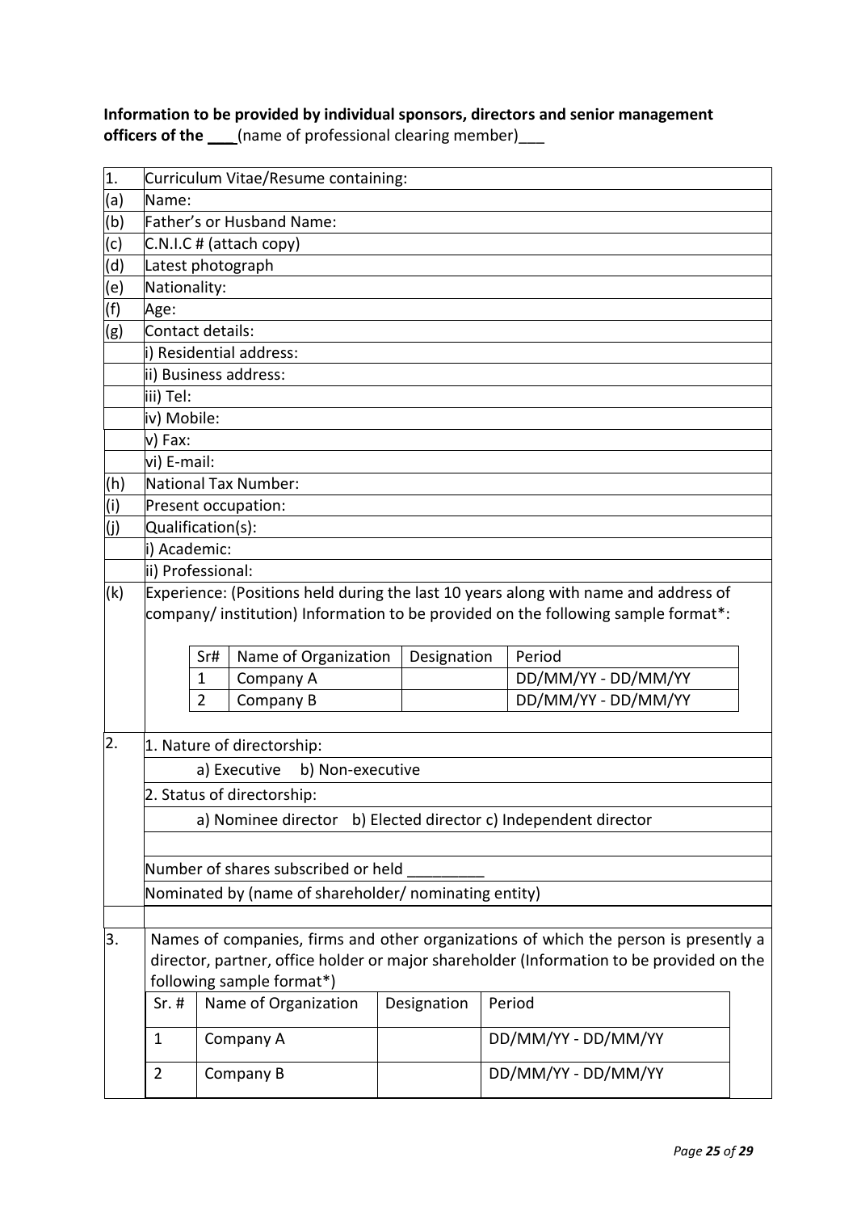**Information to be provided by individual sponsors, directors and senior management officers of the \_\_\_\_**(name of professional clearing member)\_\_\_

| | |
|---|---|
| 1. | Curriculum Vitae/Resume containing: |
| (a) | Name: |
| (b) | Father's or Husband Name: |
| (c) | C.N.I.C # (attach copy) |
| (d) | Latest photograph |
| (e) | Nationality: |
| (f) | Age: |
| (g) | Contact details: |
| | i) Residential address: |
| | ii) Business address: |
| | iii) Tel: |
| | iv) Mobile: |
| | v) Fax: |
| | vi) E-mail: |
| (h) | National Tax Number: |
| (i) | Present occupation: |
| (j) | Qualification(s): |
| | i) Academic: |
| | ii) Professional: |
| (k) | Experience: (Positions held during the last 10 years along with name and address of company/ institution) Information to be provided on the following sample format*: |

| Sr# | Name of Organization | Designation | Period |
|---|---|---|---|
| 1 | Company A | | DD/MM/YY - DD/MM/YY |
| 2 | Company B | | DD/MM/YY - DD/MM/YY |

| | |
|---|---|
| 2. | 1. Nature of directorship: |
| | a) Executive b) Non-executive |
| | 2. Status of directorship: |
| | a) Nominee director b) Elected director c) Independent director |
| | |
| | Number of shares subscribed or held \_\_\_\_\_\_\_\_\_ |
| | Nominated by (name of shareholder/ nominating entity) |
| | |
| 3. | Names of companies, firms and other organizations of which the person is presently a director, partner, office holder or major shareholder (Information to be provided on the following sample format*) |

| Sr. # | Name of Organization | Designation | Period |
|---|---|---|---|
| 1 | Company A | | DD/MM/YY - DD/MM/YY |
| 2 | Company B | | DD/MM/YY - DD/MM/YY |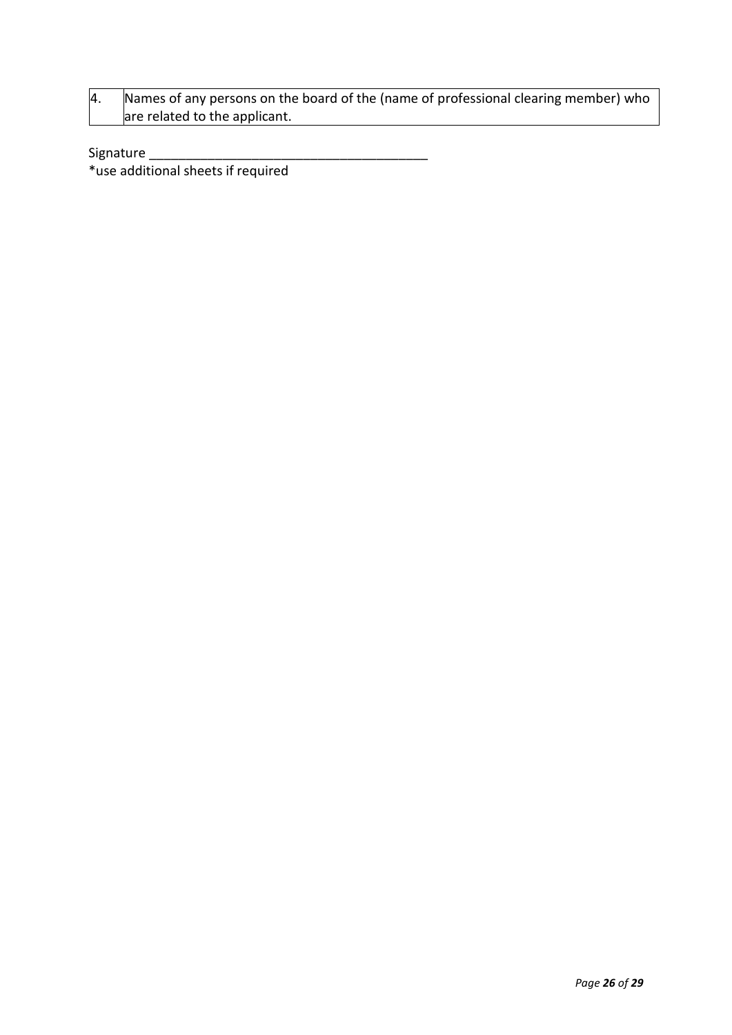| 4. | Names of any persons on the board of the (name of professional clearing member) who are related to the applicant. |
|---|---|

Signature _______________________________________

*use additional sheets if required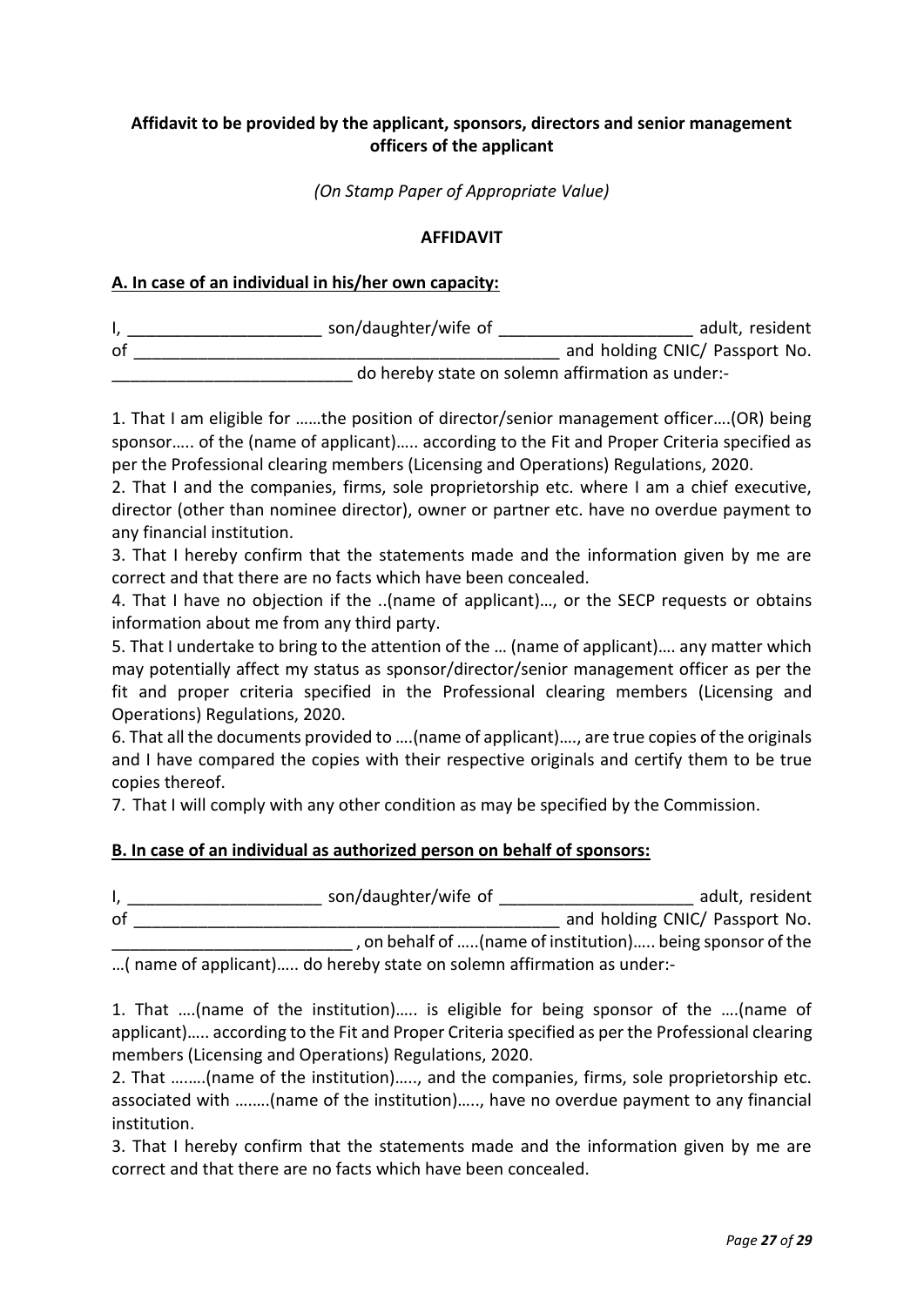**Affidavit to be provided by the applicant, sponsors, directors and senior management officers of the applicant**

*(On Stamp Paper of Appropriate Value)*

**AFFIDAVIT**

**A. In case of an individual in his/her own capacity:**

I, _____________________ son/daughter/wife of _____________________ adult, resident of _______________________________________________ and holding CNIC/ Passport No. __________________________ do hereby state on solemn affirmation as under:-

1. That I am eligible for ……the position of director/senior management officer….(OR) being sponsor….. of the (name of applicant)….. according to the Fit and Proper Criteria specified as per the Professional clearing members (Licensing and Operations) Regulations, 2020.
2. That I and the companies, firms, sole proprietorship etc. where I am a chief executive, director (other than nominee director), owner or partner etc. have no overdue payment to any financial institution.
3. That I hereby confirm that the statements made and the information given by me are correct and that there are no facts which have been concealed.
4. That I have no objection if the ..(name of applicant)…, or the SECP requests or obtains information about me from any third party.
5. That I undertake to bring to the attention of the … (name of applicant)…. any matter which may potentially affect my status as sponsor/director/senior management officer as per the fit and proper criteria specified in the Professional clearing members (Licensing and Operations) Regulations, 2020.
6. That all the documents provided to ….(name of applicant)…., are true copies of the originals and I have compared the copies with their respective originals and certify them to be true copies thereof.
7. That I will comply with any other condition as may be specified by the Commission.

**B. In case of an individual as authorized person on behalf of sponsors:**

I, _____________________ son/daughter/wife of _____________________ adult, resident of _______________________________________________ and holding CNIC/ Passport No. __________________________ , on behalf of …..(name of institution)….. being sponsor of the …( name of applicant)….. do hereby state on solemn affirmation as under:-

1. That ….(name of the institution)….. is eligible for being sponsor of the ….(name of applicant)….. according to the Fit and Proper Criteria specified as per the Professional clearing members (Licensing and Operations) Regulations, 2020.
2. That ……..(name of the institution)….., and the companies, firms, sole proprietorship etc. associated with ……..(name of the institution)….., have no overdue payment to any financial institution.
3. That I hereby confirm that the statements made and the information given by me are correct and that there are no facts which have been concealed.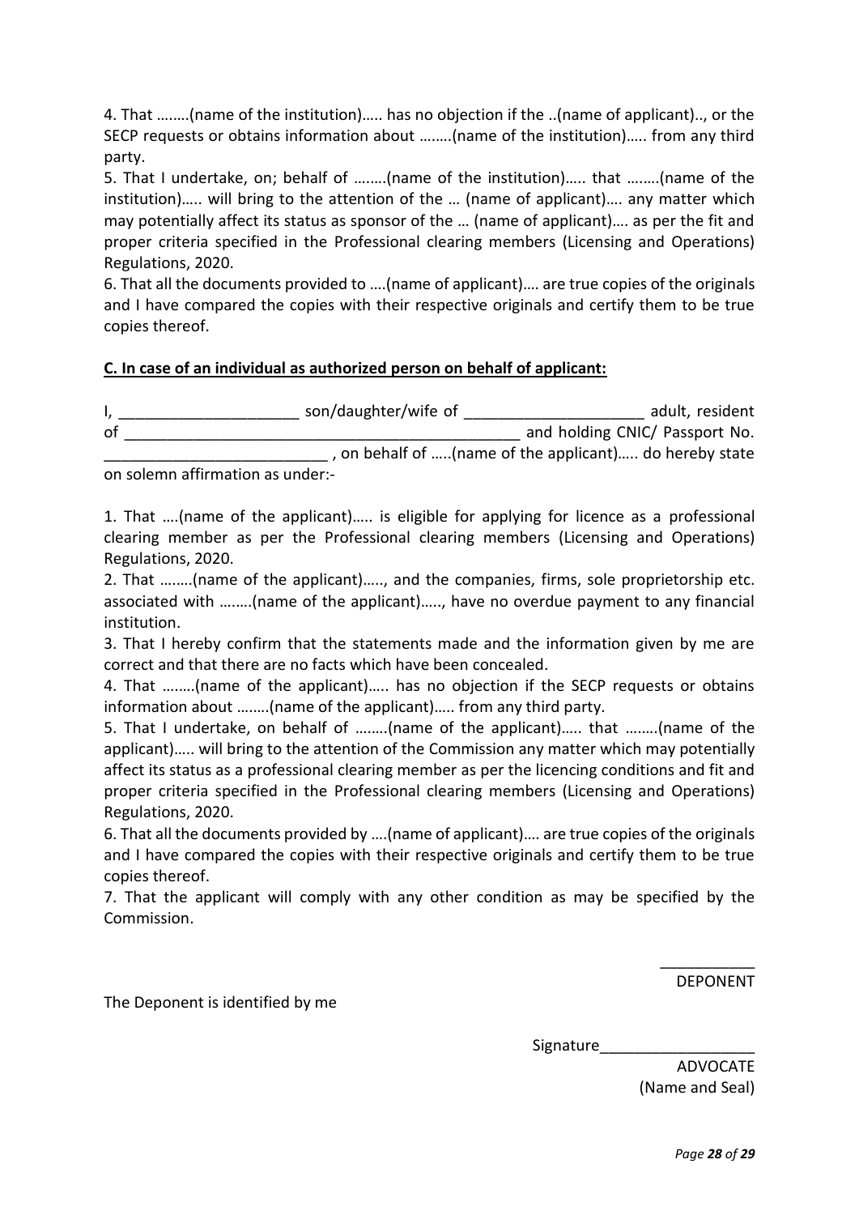4. That ……..(name of the institution)….. has no objection if the ..(name of applicant).., or the SECP requests or obtains information about ……..(name of the institution)….. from any third party.

5. That I undertake, on; behalf of ……..(name of the institution)….. that ……..(name of the institution)….. will bring to the attention of the … (name of applicant)…. any matter which may potentially affect its status as sponsor of the … (name of applicant)…. as per the fit and proper criteria specified in the Professional clearing members (Licensing and Operations) Regulations, 2020.

6. That all the documents provided to ….(name of applicant)…. are true copies of the originals and I have compared the copies with their respective originals and certify them to be true copies thereof.

**C. In case of an individual as authorized person on behalf of applicant:**

I, _____________________ son/daughter/wife of _____________________ adult, resident of _______________________________________________ and holding CNIC/ Passport No. __________________________ , on behalf of …..(name of the applicant)….. do hereby state on solemn affirmation as under:-

1. That ….(name of the applicant)….. is eligible for applying for licence as a professional clearing member as per the Professional clearing members (Licensing and Operations) Regulations, 2020.

2. That ……..(name of the applicant)….., and the companies, firms, sole proprietorship etc. associated with ……..(name of the applicant)….., have no overdue payment to any financial institution.

3. That I hereby confirm that the statements made and the information given by me are correct and that there are no facts which have been concealed.

4. That ……..(name of the applicant)….. has no objection if the SECP requests or obtains information about ……..(name of the applicant)….. from any third party.

5. That I undertake, on behalf of ……..(name of the applicant)….. that ……..(name of the applicant)….. will bring to the attention of the Commission any matter which may potentially affect its status as a professional clearing member as per the licencing conditions and fit and proper criteria specified in the Professional clearing members (Licensing and Operations) Regulations, 2020.

6. That all the documents provided by ….(name of applicant)…. are true copies of the originals and I have compared the copies with their respective originals and certify them to be true copies thereof.

7. That the applicant will comply with any other condition as may be specified by the Commission.

___________
DEPONENT

The Deponent is identified by me

Signature__________________

ADVOCATE
(Name and Seal)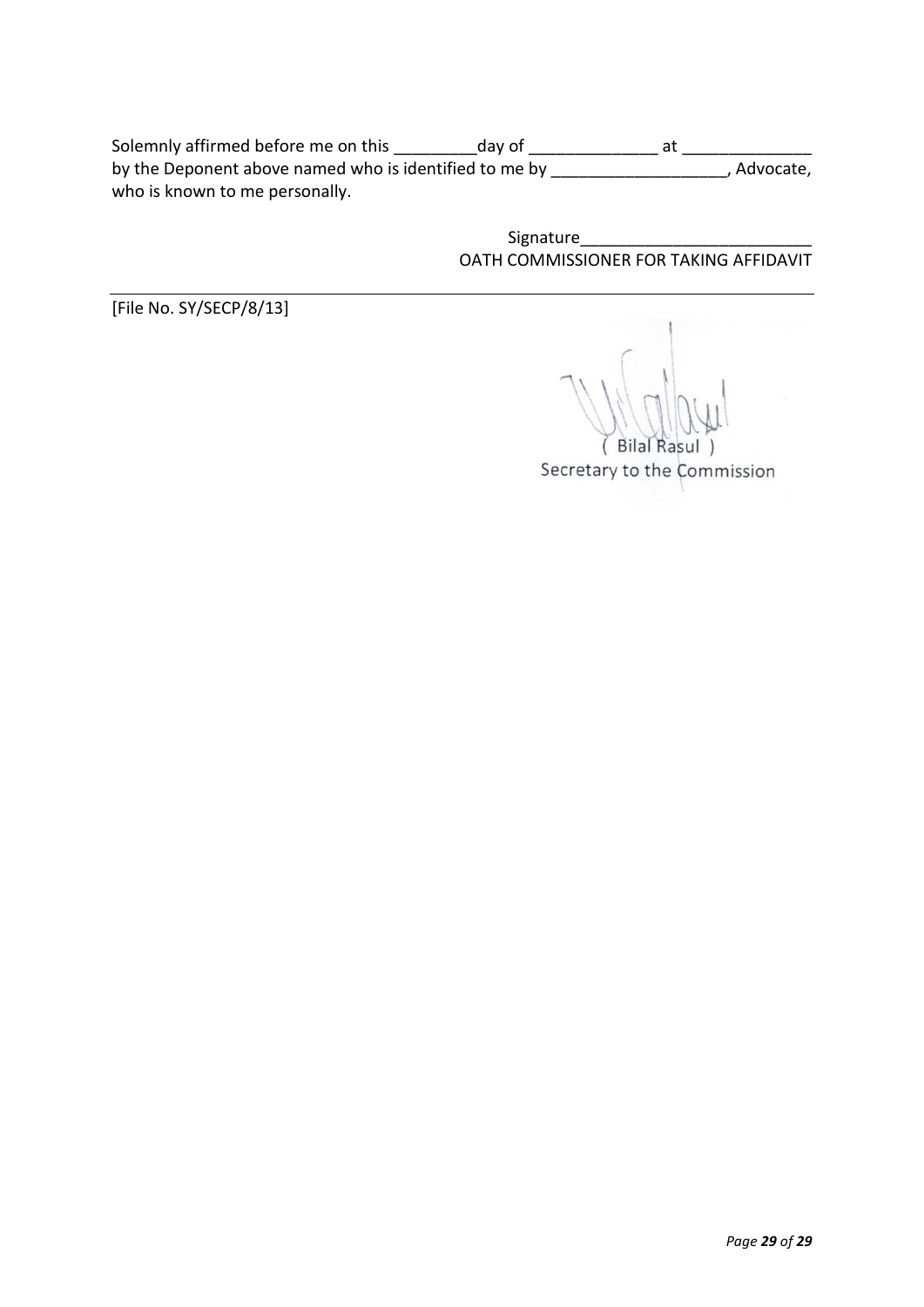Solemnly affirmed before me on this _________day of ______________ at ______________ by the Deponent above named who is identified to me by ___________________, Advocate, who is known to me personally.

Signature_________________________
OATH COMMISSIONER FOR TAKING AFFIDAVIT

---

[File No. SY/SECP/8/13]

( Bilal Rasul )
Secretary to the Commission